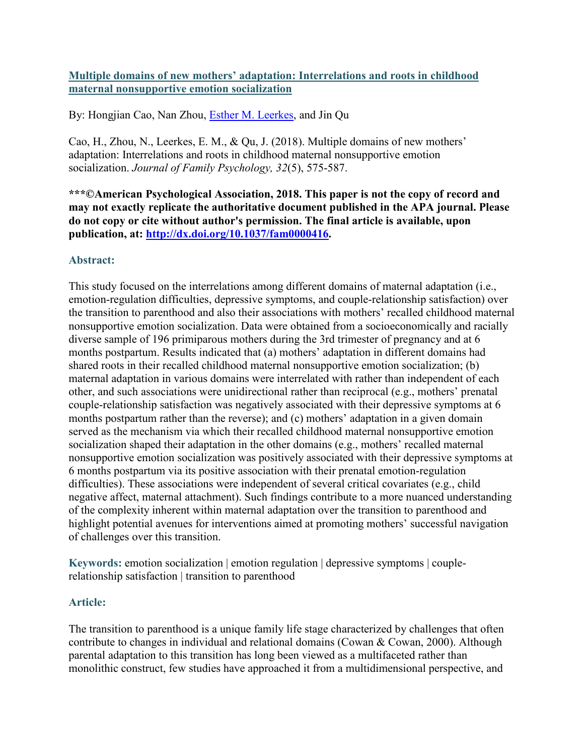## [Multiple domains of new mothers' adaptation: Interrelations and roots in childhood maternal nonsupportive emotion socialization](http://dx.doi.org/10.1037/fam0000416)

By: Hongjian Cao, Nan Zhou, [Esther M. Leerkes](), and Jin Qu

Cao, H., Zhou, N., Leerkes, E. M., & Qu, J. (2018). Multiple domains of new mothers' adaptation: Interrelations and roots in childhood maternal nonsupportive emotion socialization. *Journal of Family Psychology, 32*(5), 575-587.

**\*\*\*©American Psychological Association, 2018. This paper is not the copy of record and may not exactly replicate the authoritative document published in the APA journal. Please do not copy or cite without author's permission. The final article is available, upon publication, at: [http://dx.doi.org/10.1037/fam0000416](http://dx.doi.org/10.1037/fam0000416).**

### Abstract:

This study focused on the interrelations among different domains of maternal adaptation (i.e., emotion-regulation difficulties, depressive symptoms, and couple-relationship satisfaction) over the transition to parenthood and also their associations with mothers' recalled childhood maternal nonsupportive emotion socialization. Data were obtained from a socioeconomically and racially diverse sample of 196 primiparous mothers during the 3rd trimester of pregnancy and at 6 months postpartum. Results indicated that (a) mothers' adaptation in different domains had shared roots in their recalled childhood maternal nonsupportive emotion socialization; (b) maternal adaptation in various domains were interrelated with rather than independent of each other, and such associations were unidirectional rather than reciprocal (e.g., mothers' prenatal couple-relationship satisfaction was negatively associated with their depressive symptoms at 6 months postpartum rather than the reverse); and (c) mothers' adaptation in a given domain served as the mechanism via which their recalled childhood maternal nonsupportive emotion socialization shaped their adaptation in the other domains (e.g., mothers' recalled maternal nonsupportive emotion socialization was positively associated with their depressive symptoms at 6 months postpartum via its positive association with their prenatal emotion-regulation difficulties). These associations were independent of several critical covariates (e.g., child negative affect, maternal attachment). Such findings contribute to a more nuanced understanding of the complexity inherent within maternal adaptation over the transition to parenthood and highlight potential avenues for interventions aimed at promoting mothers' successful navigation of challenges over this transition.

**Keywords:** emotion socialization | emotion regulation | depressive symptoms | couple-relationship satisfaction | transition to parenthood

### Article:

The transition to parenthood is a unique family life stage characterized by challenges that often contribute to changes in individual and relational domains (Cowan & Cowan, 2000). Although parental adaptation to this transition has long been viewed as a multifaceted rather than monolithic construct, few studies have approached it from a multidimensional perspective, and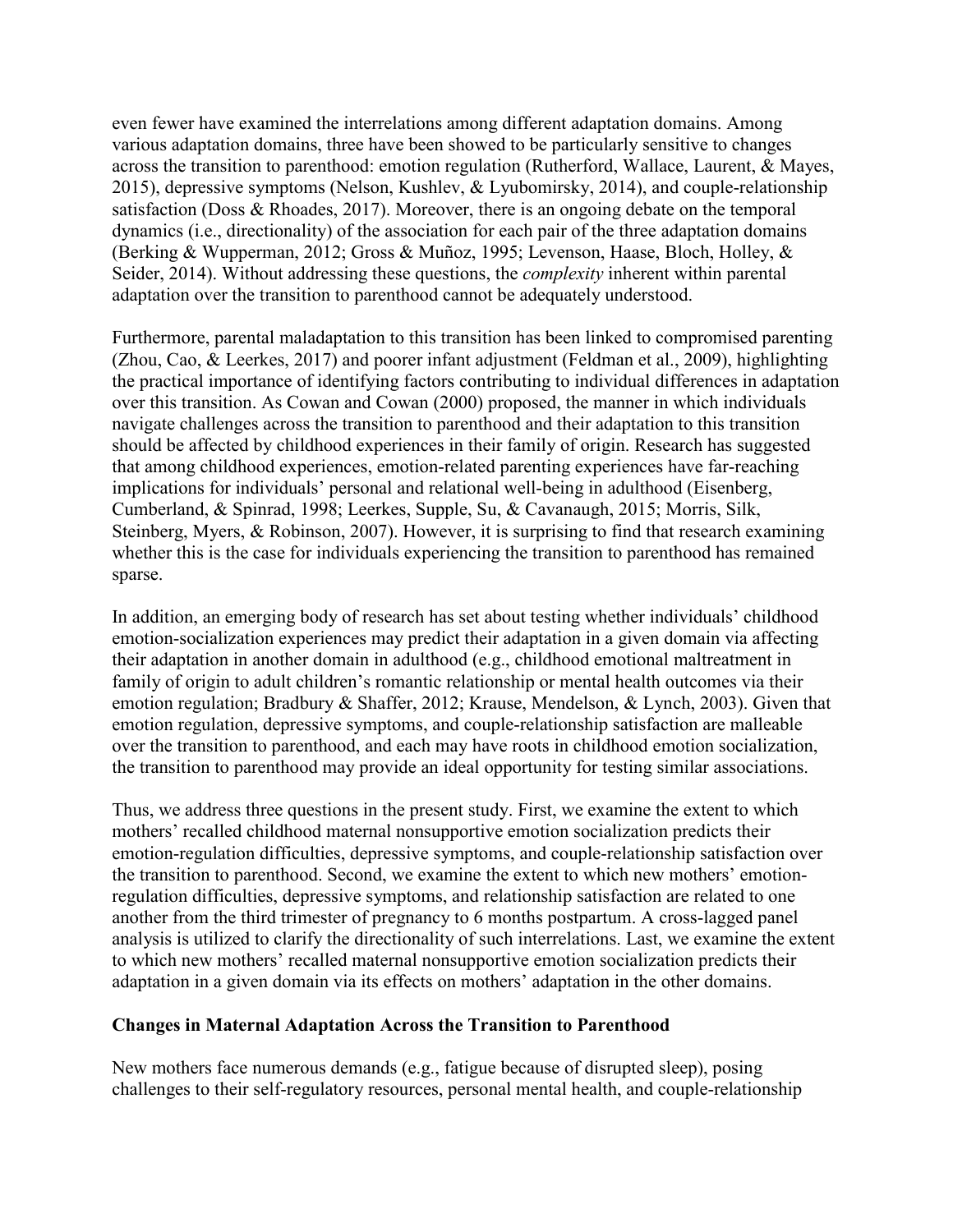even fewer have examined the interrelations among different adaptation domains. Among various adaptation domains, three have been showed to be particularly sensitive to changes across the transition to parenthood: emotion regulation (Rutherford, Wallace, Laurent, & Mayes, 2015), depressive symptoms (Nelson, Kushlev, & Lyubomirsky, 2014), and couple-relationship satisfaction (Doss & Rhoades, 2017). Moreover, there is an ongoing debate on the temporal dynamics (i.e., directionality) of the association for each pair of the three adaptation domains (Berking & Wupperman, 2012; Gross & Muñoz, 1995; Levenson, Haase, Bloch, Holley, & Seider, 2014). Without addressing these questions, the *complexity* inherent within parental adaptation over the transition to parenthood cannot be adequately understood.

Furthermore, parental maladaptation to this transition has been linked to compromised parenting (Zhou, Cao, & Leerkes, 2017) and poorer infant adjustment (Feldman et al., 2009), highlighting the practical importance of identifying factors contributing to individual differences in adaptation over this transition. As Cowan and Cowan (2000) proposed, the manner in which individuals navigate challenges across the transition to parenthood and their adaptation to this transition should be affected by childhood experiences in their family of origin. Research has suggested that among childhood experiences, emotion-related parenting experiences have far-reaching implications for individuals' personal and relational well-being in adulthood (Eisenberg, Cumberland, & Spinrad, 1998; Leerkes, Supple, Su, & Cavanaugh, 2015; Morris, Silk, Steinberg, Myers, & Robinson, 2007). However, it is surprising to find that research examining whether this is the case for individuals experiencing the transition to parenthood has remained sparse.

In addition, an emerging body of research has set about testing whether individuals' childhood emotion-socialization experiences may predict their adaptation in a given domain via affecting their adaptation in another domain in adulthood (e.g., childhood emotional maltreatment in family of origin to adult children's romantic relationship or mental health outcomes via their emotion regulation; Bradbury & Shaffer, 2012; Krause, Mendelson, & Lynch, 2003). Given that emotion regulation, depressive symptoms, and couple-relationship satisfaction are malleable over the transition to parenthood, and each may have roots in childhood emotion socialization, the transition to parenthood may provide an ideal opportunity for testing similar associations.

Thus, we address three questions in the present study. First, we examine the extent to which mothers' recalled childhood maternal nonsupportive emotion socialization predicts their emotion-regulation difficulties, depressive symptoms, and couple-relationship satisfaction over the transition to parenthood. Second, we examine the extent to which new mothers' emotion-regulation difficulties, depressive symptoms, and relationship satisfaction are related to one another from the third trimester of pregnancy to 6 months postpartum. A cross-lagged panel analysis is utilized to clarify the directionality of such interrelations. Last, we examine the extent to which new mothers' recalled maternal nonsupportive emotion socialization predicts their adaptation in a given domain via its effects on mothers' adaptation in the other domains.

## Changes in Maternal Adaptation Across the Transition to Parenthood

New mothers face numerous demands (e.g., fatigue because of disrupted sleep), posing challenges to their self-regulatory resources, personal mental health, and couple-relationship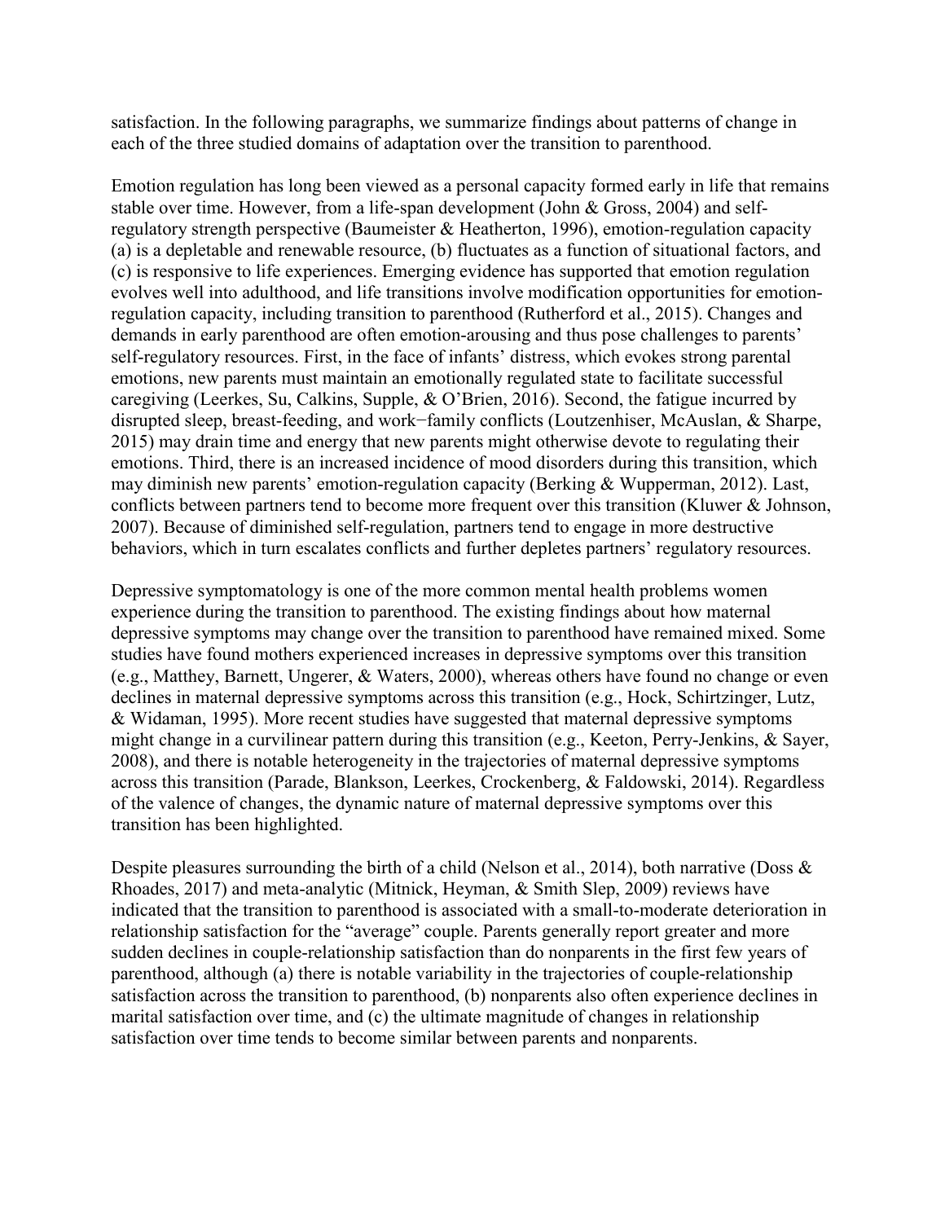satisfaction. In the following paragraphs, we summarize findings about patterns of change in each of the three studied domains of adaptation over the transition to parenthood.

Emotion regulation has long been viewed as a personal capacity formed early in life that remains stable over time. However, from a life-span development (John & Gross, 2004) and self-regulatory strength perspective (Baumeister & Heatherton, 1996), emotion-regulation capacity (a) is a depletable and renewable resource, (b) fluctuates as a function of situational factors, and (c) is responsive to life experiences. Emerging evidence has supported that emotion regulation evolves well into adulthood, and life transitions involve modification opportunities for emotion-regulation capacity, including transition to parenthood (Rutherford et al., 2015). Changes and demands in early parenthood are often emotion-arousing and thus pose challenges to parents' self-regulatory resources. First, in the face of infants' distress, which evokes strong parental emotions, new parents must maintain an emotionally regulated state to facilitate successful caregiving (Leerkes, Su, Calkins, Supple, & O'Brien, 2016). Second, the fatigue incurred by disrupted sleep, breast-feeding, and work−family conflicts (Loutzenhiser, McAuslan, & Sharpe, 2015) may drain time and energy that new parents might otherwise devote to regulating their emotions. Third, there is an increased incidence of mood disorders during this transition, which may diminish new parents' emotion-regulation capacity (Berking & Wupperman, 2012). Last, conflicts between partners tend to become more frequent over this transition (Kluwer & Johnson, 2007). Because of diminished self-regulation, partners tend to engage in more destructive behaviors, which in turn escalates conflicts and further depletes partners' regulatory resources.

Depressive symptomatology is one of the more common mental health problems women experience during the transition to parenthood. The existing findings about how maternal depressive symptoms may change over the transition to parenthood have remained mixed. Some studies have found mothers experienced increases in depressive symptoms over this transition (e.g., Matthey, Barnett, Ungerer, & Waters, 2000), whereas others have found no change or even declines in maternal depressive symptoms across this transition (e.g., Hock, Schirtzinger, Lutz, & Widaman, 1995). More recent studies have suggested that maternal depressive symptoms might change in a curvilinear pattern during this transition (e.g., Keeton, Perry-Jenkins, & Sayer, 2008), and there is notable heterogeneity in the trajectories of maternal depressive symptoms across this transition (Parade, Blankson, Leerkes, Crockenberg, & Faldowski, 2014). Regardless of the valence of changes, the dynamic nature of maternal depressive symptoms over this transition has been highlighted.

Despite pleasures surrounding the birth of a child (Nelson et al., 2014), both narrative (Doss & Rhoades, 2017) and meta-analytic (Mitnick, Heyman, & Smith Slep, 2009) reviews have indicated that the transition to parenthood is associated with a small-to-moderate deterioration in relationship satisfaction for the "average" couple. Parents generally report greater and more sudden declines in couple-relationship satisfaction than do nonparents in the first few years of parenthood, although (a) there is notable variability in the trajectories of couple-relationship satisfaction across the transition to parenthood, (b) nonparents also often experience declines in marital satisfaction over time, and (c) the ultimate magnitude of changes in relationship satisfaction over time tends to become similar between parents and nonparents.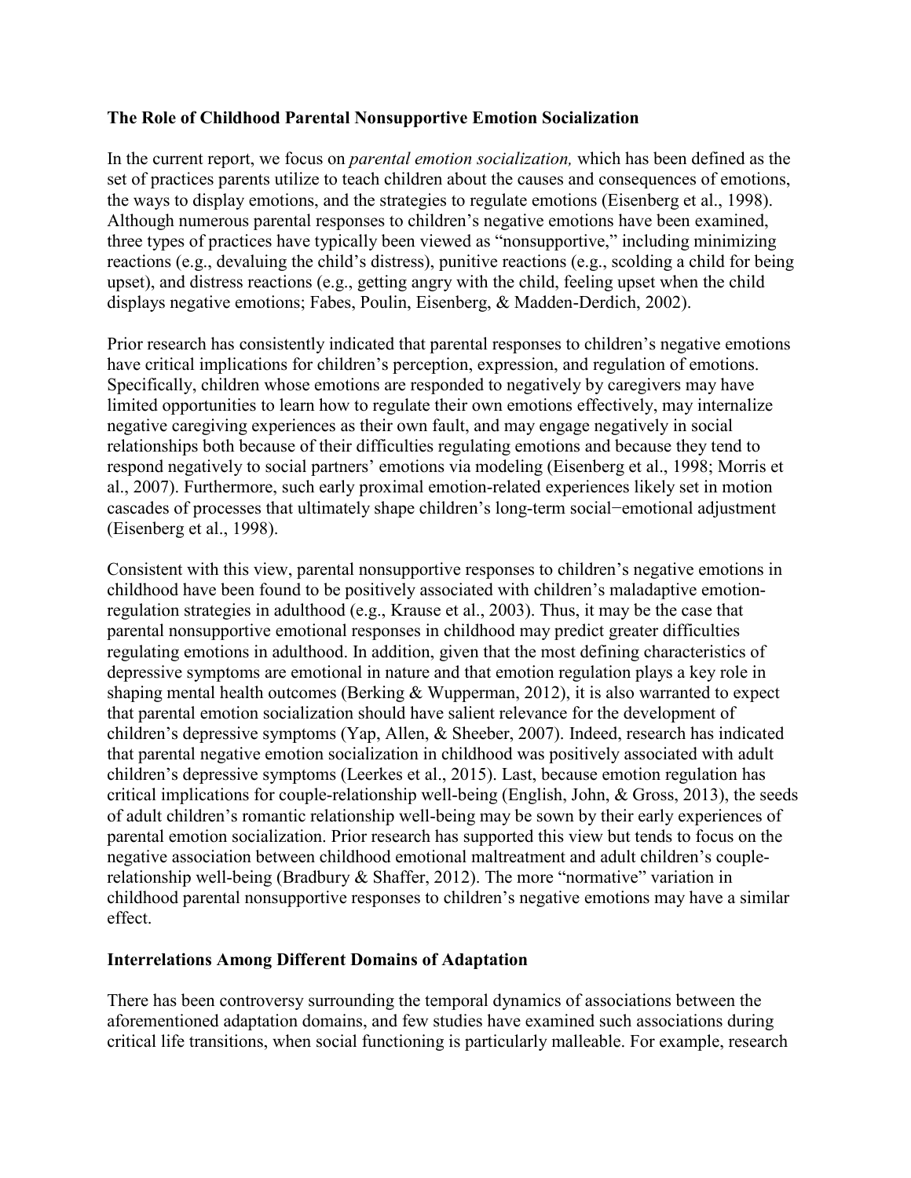### The Role of Childhood Parental Nonsupportive Emotion Socialization

In the current report, we focus on *parental emotion socialization,* which has been defined as the set of practices parents utilize to teach children about the causes and consequences of emotions, the ways to display emotions, and the strategies to regulate emotions (Eisenberg et al., 1998). Although numerous parental responses to children's negative emotions have been examined, three types of practices have typically been viewed as "nonsupportive," including minimizing reactions (e.g., devaluing the child's distress), punitive reactions (e.g., scolding a child for being upset), and distress reactions (e.g., getting angry with the child, feeling upset when the child displays negative emotions; Fabes, Poulin, Eisenberg, & Madden-Derdich, 2002).

Prior research has consistently indicated that parental responses to children's negative emotions have critical implications for children's perception, expression, and regulation of emotions. Specifically, children whose emotions are responded to negatively by caregivers may have limited opportunities to learn how to regulate their own emotions effectively, may internalize negative caregiving experiences as their own fault, and may engage negatively in social relationships both because of their difficulties regulating emotions and because they tend to respond negatively to social partners' emotions via modeling (Eisenberg et al., 1998; Morris et al., 2007). Furthermore, such early proximal emotion-related experiences likely set in motion cascades of processes that ultimately shape children's long-term social−emotional adjustment (Eisenberg et al., 1998).

Consistent with this view, parental nonsupportive responses to children's negative emotions in childhood have been found to be positively associated with children's maladaptive emotion-regulation strategies in adulthood (e.g., Krause et al., 2003). Thus, it may be the case that parental nonsupportive emotional responses in childhood may predict greater difficulties regulating emotions in adulthood. In addition, given that the most defining characteristics of depressive symptoms are emotional in nature and that emotion regulation plays a key role in shaping mental health outcomes (Berking & Wupperman, 2012), it is also warranted to expect that parental emotion socialization should have salient relevance for the development of children's depressive symptoms (Yap, Allen, & Sheeber, 2007). Indeed, research has indicated that parental negative emotion socialization in childhood was positively associated with adult children's depressive symptoms (Leerkes et al., 2015). Last, because emotion regulation has critical implications for couple-relationship well-being (English, John, & Gross, 2013), the seeds of adult children's romantic relationship well-being may be sown by their early experiences of parental emotion socialization. Prior research has supported this view but tends to focus on the negative association between childhood emotional maltreatment and adult children's couple-relationship well-being (Bradbury & Shaffer, 2012). The more "normative" variation in childhood parental nonsupportive responses to children's negative emotions may have a similar effect.

### Interrelations Among Different Domains of Adaptation

There has been controversy surrounding the temporal dynamics of associations between the aforementioned adaptation domains, and few studies have examined such associations during critical life transitions, when social functioning is particularly malleable. For example, research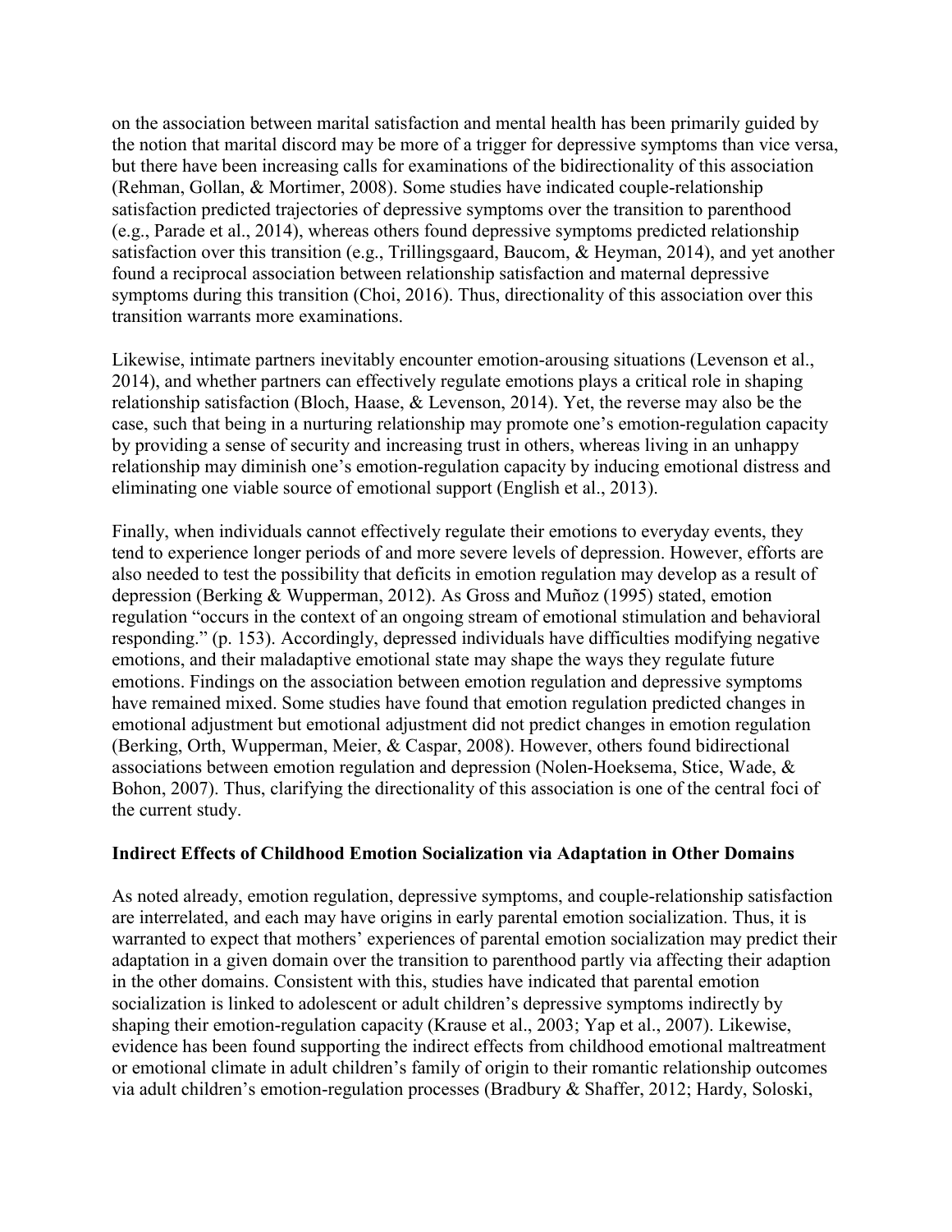on the association between marital satisfaction and mental health has been primarily guided by the notion that marital discord may be more of a trigger for depressive symptoms than vice versa, but there have been increasing calls for examinations of the bidirectionality of this association (Rehman, Gollan, & Mortimer, 2008). Some studies have indicated couple-relationship satisfaction predicted trajectories of depressive symptoms over the transition to parenthood (e.g., Parade et al., 2014), whereas others found depressive symptoms predicted relationship satisfaction over this transition (e.g., Trillingsgaard, Baucom, & Heyman, 2014), and yet another found a reciprocal association between relationship satisfaction and maternal depressive symptoms during this transition (Choi, 2016). Thus, directionality of this association over this transition warrants more examinations.

Likewise, intimate partners inevitably encounter emotion-arousing situations (Levenson et al., 2014), and whether partners can effectively regulate emotions plays a critical role in shaping relationship satisfaction (Bloch, Haase, & Levenson, 2014). Yet, the reverse may also be the case, such that being in a nurturing relationship may promote one's emotion-regulation capacity by providing a sense of security and increasing trust in others, whereas living in an unhappy relationship may diminish one's emotion-regulation capacity by inducing emotional distress and eliminating one viable source of emotional support (English et al., 2013).

Finally, when individuals cannot effectively regulate their emotions to everyday events, they tend to experience longer periods of and more severe levels of depression. However, efforts are also needed to test the possibility that deficits in emotion regulation may develop as a result of depression (Berking & Wupperman, 2012). As Gross and Muñoz (1995) stated, emotion regulation "occurs in the context of an ongoing stream of emotional stimulation and behavioral responding." (p. 153). Accordingly, depressed individuals have difficulties modifying negative emotions, and their maladaptive emotional state may shape the ways they regulate future emotions. Findings on the association between emotion regulation and depressive symptoms have remained mixed. Some studies have found that emotion regulation predicted changes in emotional adjustment but emotional adjustment did not predict changes in emotion regulation (Berking, Orth, Wupperman, Meier, & Caspar, 2008). However, others found bidirectional associations between emotion regulation and depression (Nolen-Hoeksema, Stice, Wade, & Bohon, 2007). Thus, clarifying the directionality of this association is one of the central foci of the current study.

**Indirect Effects of Childhood Emotion Socialization via Adaptation in Other Domains**

As noted already, emotion regulation, depressive symptoms, and couple-relationship satisfaction are interrelated, and each may have origins in early parental emotion socialization. Thus, it is warranted to expect that mothers' experiences of parental emotion socialization may predict their adaptation in a given domain over the transition to parenthood partly via affecting their adaption in the other domains. Consistent with this, studies have indicated that parental emotion socialization is linked to adolescent or adult children's depressive symptoms indirectly by shaping their emotion-regulation capacity (Krause et al., 2003; Yap et al., 2007). Likewise, evidence has been found supporting the indirect effects from childhood emotional maltreatment or emotional climate in adult children's family of origin to their romantic relationship outcomes via adult children's emotion-regulation processes (Bradbury & Shaffer, 2012; Hardy, Soloski,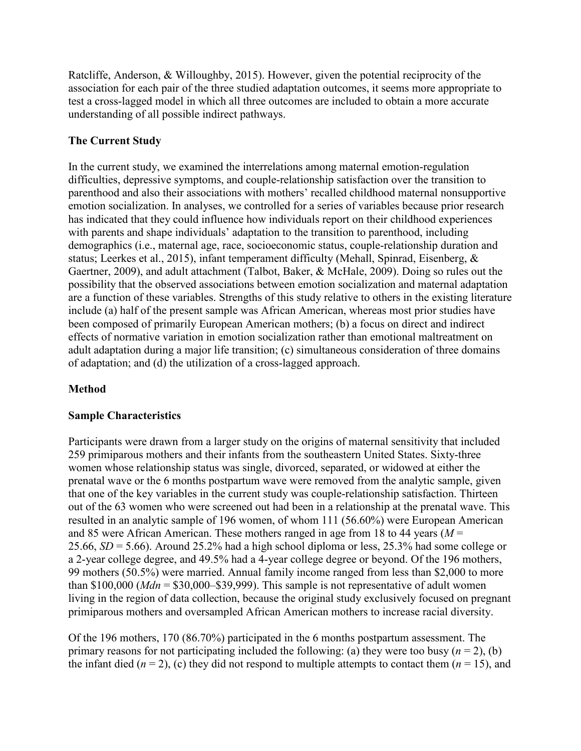Ratcliffe, Anderson, & Willoughby, 2015). However, given the potential reciprocity of the association for each pair of the three studied adaptation outcomes, it seems more appropriate to test a cross-lagged model in which all three outcomes are included to obtain a more accurate understanding of all possible indirect pathways.

## The Current Study

In the current study, we examined the interrelations among maternal emotion-regulation difficulties, depressive symptoms, and couple-relationship satisfaction over the transition to parenthood and also their associations with mothers' recalled childhood maternal nonsupportive emotion socialization. In analyses, we controlled for a series of variables because prior research has indicated that they could influence how individuals report on their childhood experiences with parents and shape individuals' adaptation to the transition to parenthood, including demographics (i.e., maternal age, race, socioeconomic status, couple-relationship duration and status; Leerkes et al., 2015), infant temperament difficulty (Mehall, Spinrad, Eisenberg, & Gaertner, 2009), and adult attachment (Talbot, Baker, & McHale, 2009). Doing so rules out the possibility that the observed associations between emotion socialization and maternal adaptation are a function of these variables. Strengths of this study relative to others in the existing literature include (a) half of the present sample was African American, whereas most prior studies have been composed of primarily European American mothers; (b) a focus on direct and indirect effects of normative variation in emotion socialization rather than emotional maltreatment on adult adaptation during a major life transition; (c) simultaneous consideration of three domains of adaptation; and (d) the utilization of a cross-lagged approach.

# Method

## Sample Characteristics

Participants were drawn from a larger study on the origins of maternal sensitivity that included 259 primiparous mothers and their infants from the southeastern United States. Sixty-three women whose relationship status was single, divorced, separated, or widowed at either the prenatal wave or the 6 months postpartum wave were removed from the analytic sample, given that one of the key variables in the current study was couple-relationship satisfaction. Thirteen out of the 63 women who were screened out had been in a relationship at the prenatal wave. This resulted in an analytic sample of 196 women, of whom 111 (56.60%) were European American and 85 were African American. These mothers ranged in age from 18 to 44 years ($M$ = 25.66, $SD$ = 5.66). Around 25.2% had a high school diploma or less, 25.3% had some college or a 2-year college degree, and 49.5% had a 4-year college degree or beyond. Of the 196 mothers, 99 mothers (50.5%) were married. Annual family income ranged from less than \$2,000 to more than \$100,000 ($Mdn$ = \$30,000–\$39,999). This sample is not representative of adult women living in the region of data collection, because the original study exclusively focused on pregnant primiparous mothers and oversampled African American mothers to increase racial diversity.

Of the 196 mothers, 170 (86.70%) participated in the 6 months postpartum assessment. The primary reasons for not participating included the following: (a) they were too busy ($n$ = 2), (b) the infant died ($n$ = 2), (c) they did not respond to multiple attempts to contact them ($n$ = 15), and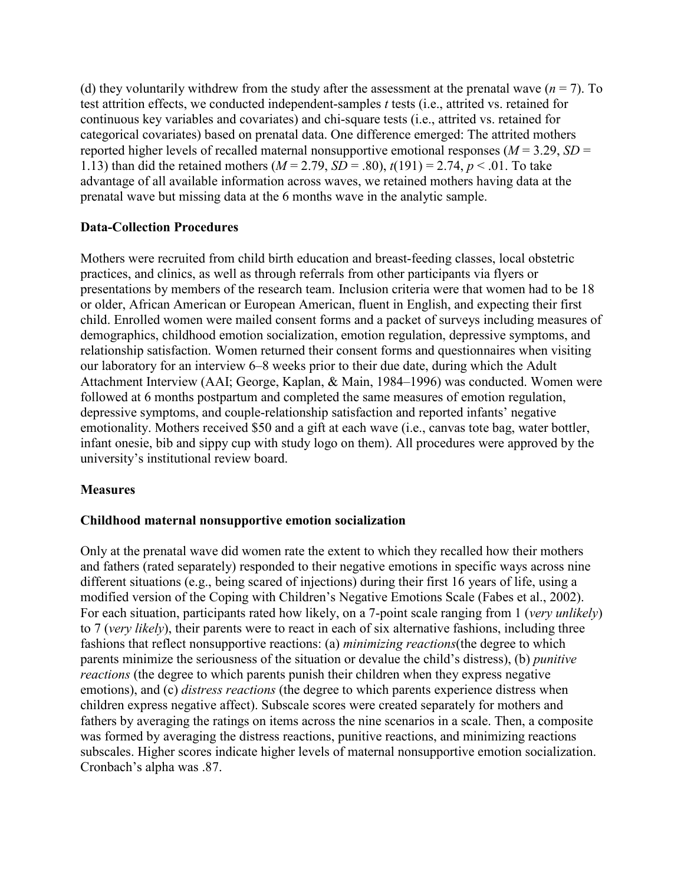(d) they voluntarily withdrew from the study after the assessment at the prenatal wave ($n = 7$). To test attrition effects, we conducted independent-samples *t* tests (i.e., attrited vs. retained for continuous key variables and covariates) and chi-square tests (i.e., attrited vs. retained for categorical covariates) based on prenatal data. One difference emerged: The attrited mothers reported higher levels of recalled maternal nonsupportive emotional responses ($M = 3.29$, $SD = 1.13$) than did the retained mothers ($M = 2.79$, $SD = .80$), $t(191) = 2.74$, $p < .01$. To take advantage of all available information across waves, we retained mothers having data at the prenatal wave but missing data at the 6 months wave in the analytic sample.

### Data-Collection Procedures

Mothers were recruited from child birth education and breast-feeding classes, local obstetric practices, and clinics, as well as through referrals from other participants via flyers or presentations by members of the research team. Inclusion criteria were that women had to be 18 or older, African American or European American, fluent in English, and expecting their first child. Enrolled women were mailed consent forms and a packet of surveys including measures of demographics, childhood emotion socialization, emotion regulation, depressive symptoms, and relationship satisfaction. Women returned their consent forms and questionnaires when visiting our laboratory for an interview 6–8 weeks prior to their due date, during which the Adult Attachment Interview (AAI; George, Kaplan, & Main, 1984–1996) was conducted. Women were followed at 6 months postpartum and completed the same measures of emotion regulation, depressive symptoms, and couple-relationship satisfaction and reported infants' negative emotionality. Mothers received $50 and a gift at each wave (i.e., canvas tote bag, water bottler, infant onesie, bib and sippy cup with study logo on them). All procedures were approved by the university's institutional review board.

### Measures

#### Childhood maternal nonsupportive emotion socialization

Only at the prenatal wave did women rate the extent to which they recalled how their mothers and fathers (rated separately) responded to their negative emotions in specific ways across nine different situations (e.g., being scared of injections) during their first 16 years of life, using a modified version of the Coping with Children's Negative Emotions Scale (Fabes et al., 2002). For each situation, participants rated how likely, on a 7-point scale ranging from 1 (*very unlikely*) to 7 (*very likely*), their parents were to react in each of six alternative fashions, including three fashions that reflect nonsupportive reactions: (a) *minimizing reactions*(the degree to which parents minimize the seriousness of the situation or devalue the child's distress), (b) *punitive reactions* (the degree to which parents punish their children when they express negative emotions), and (c) *distress reactions* (the degree to which parents experience distress when children express negative affect). Subscale scores were created separately for mothers and fathers by averaging the ratings on items across the nine scenarios in a scale. Then, a composite was formed by averaging the distress reactions, punitive reactions, and minimizing reactions subscales. Higher scores indicate higher levels of maternal nonsupportive emotion socialization. Cronbach's alpha was .87.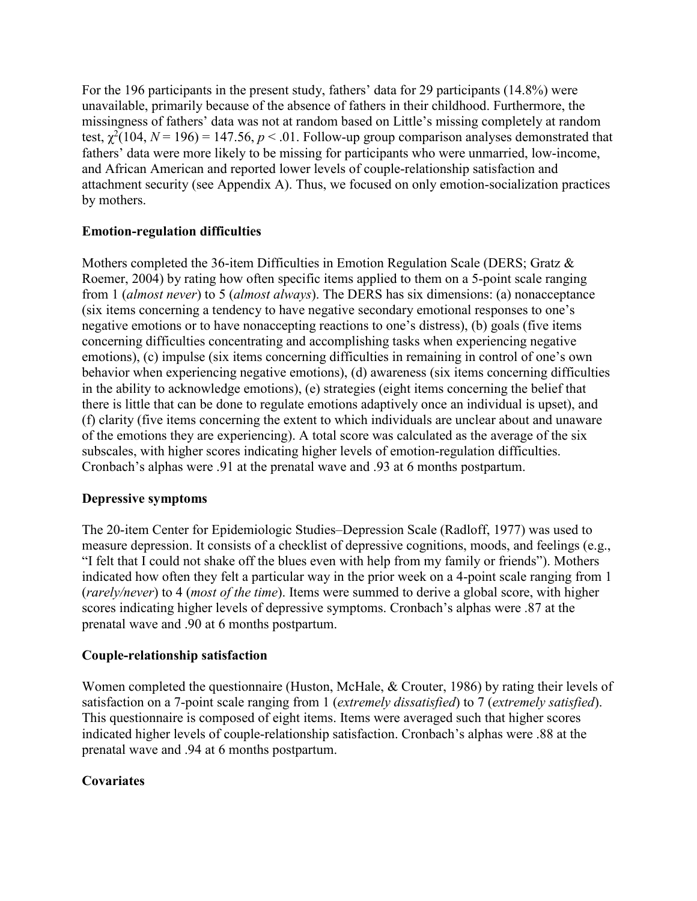For the 196 participants in the present study, fathers' data for 29 participants (14.8%) were unavailable, primarily because of the absence of fathers in their childhood. Furthermore, the missingness of fathers' data was not at random based on Little's missing completely at random test, $\chi^2(104, N = 196) = 147.56, p < .01$. Follow-up group comparison analyses demonstrated that fathers' data were more likely to be missing for participants who were unmarried, low-income, and African American and reported lower levels of couple-relationship satisfaction and attachment security (see Appendix A). Thus, we focused on only emotion-socialization practices by mothers.

### Emotion-regulation difficulties

Mothers completed the 36-item Difficulties in Emotion Regulation Scale (DERS; Gratz & Roemer, 2004) by rating how often specific items applied to them on a 5-point scale ranging from 1 (*almost never*) to 5 (*almost always*). The DERS has six dimensions: (a) nonacceptance (six items concerning a tendency to have negative secondary emotional responses to one's negative emotions or to have nonaccepting reactions to one's distress), (b) goals (five items concerning difficulties concentrating and accomplishing tasks when experiencing negative emotions), (c) impulse (six items concerning difficulties in remaining in control of one's own behavior when experiencing negative emotions), (d) awareness (six items concerning difficulties in the ability to acknowledge emotions), (e) strategies (eight items concerning the belief that there is little that can be done to regulate emotions adaptively once an individual is upset), and (f) clarity (five items concerning the extent to which individuals are unclear about and unaware of the emotions they are experiencing). A total score was calculated as the average of the six subscales, with higher scores indicating higher levels of emotion-regulation difficulties. Cronbach's alphas were .91 at the prenatal wave and .93 at 6 months postpartum.

### Depressive symptoms

The 20-item Center for Epidemiologic Studies–Depression Scale (Radloff, 1977) was used to measure depression. It consists of a checklist of depressive cognitions, moods, and feelings (e.g., "I felt that I could not shake off the blues even with help from my family or friends"). Mothers indicated how often they felt a particular way in the prior week on a 4-point scale ranging from 1 (*rarely/never*) to 4 (*most of the time*). Items were summed to derive a global score, with higher scores indicating higher levels of depressive symptoms. Cronbach's alphas were .87 at the prenatal wave and .90 at 6 months postpartum.

### Couple-relationship satisfaction

Women completed the questionnaire (Huston, McHale, & Crouter, 1986) by rating their levels of satisfaction on a 7-point scale ranging from 1 (*extremely dissatisfied*) to 7 (*extremely satisfied*). This questionnaire is composed of eight items. Items were averaged such that higher scores indicated higher levels of couple-relationship satisfaction. Cronbach's alphas were .88 at the prenatal wave and .94 at 6 months postpartum.

### Covariates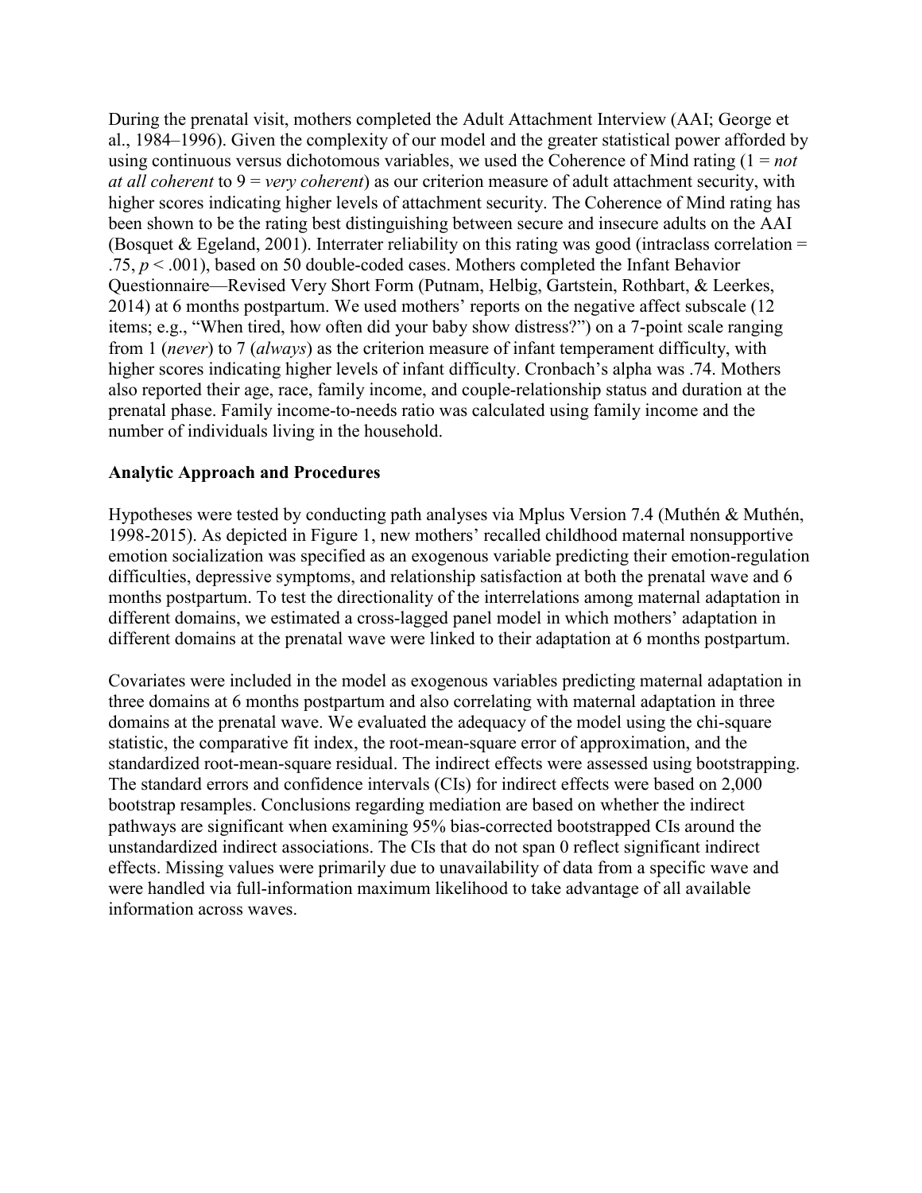During the prenatal visit, mothers completed the Adult Attachment Interview (AAI; George et al., 1984–1996). Given the complexity of our model and the greater statistical power afforded by using continuous versus dichotomous variables, we used the Coherence of Mind rating (1 = *not at all coherent* to 9 = *very coherent*) as our criterion measure of adult attachment security, with higher scores indicating higher levels of attachment security. The Coherence of Mind rating has been shown to be the rating best distinguishing between secure and insecure adults on the AAI (Bosquet & Egeland, 2001). Interrater reliability on this rating was good (intraclass correlation = .75, $p < .001$), based on 50 double-coded cases. Mothers completed the Infant Behavior Questionnaire—Revised Very Short Form (Putnam, Helbig, Gartstein, Rothbart, & Leerkes, 2014) at 6 months postpartum. We used mothers' reports on the negative affect subscale (12 items; e.g., "When tired, how often did your baby show distress?") on a 7-point scale ranging from 1 (*never*) to 7 (*always*) as the criterion measure of infant temperament difficulty, with higher scores indicating higher levels of infant difficulty. Cronbach's alpha was .74. Mothers also reported their age, race, family income, and couple-relationship status and duration at the prenatal phase. Family income-to-needs ratio was calculated using family income and the number of individuals living in the household.

**Analytic Approach and Procedures**

Hypotheses were tested by conducting path analyses via Mplus Version 7.4 (Muthén & Muthén, 1998-2015). As depicted in Figure 1, new mothers' recalled childhood maternal nonsupportive emotion socialization was specified as an exogenous variable predicting their emotion-regulation difficulties, depressive symptoms, and relationship satisfaction at both the prenatal wave and 6 months postpartum. To test the directionality of the interrelations among maternal adaptation in different domains, we estimated a cross-lagged panel model in which mothers' adaptation in different domains at the prenatal wave were linked to their adaptation at 6 months postpartum.

Covariates were included in the model as exogenous variables predicting maternal adaptation in three domains at 6 months postpartum and also correlating with maternal adaptation in three domains at the prenatal wave. We evaluated the adequacy of the model using the chi-square statistic, the comparative fit index, the root-mean-square error of approximation, and the standardized root-mean-square residual. The indirect effects were assessed using bootstrapping. The standard errors and confidence intervals (CIs) for indirect effects were based on 2,000 bootstrap resamples. Conclusions regarding mediation are based on whether the indirect pathways are significant when examining 95% bias-corrected bootstrapped CIs around the unstandardized indirect associations. The CIs that do not span 0 reflect significant indirect effects. Missing values were primarily due to unavailability of data from a specific wave and were handled via full-information maximum likelihood to take advantage of all available information across waves.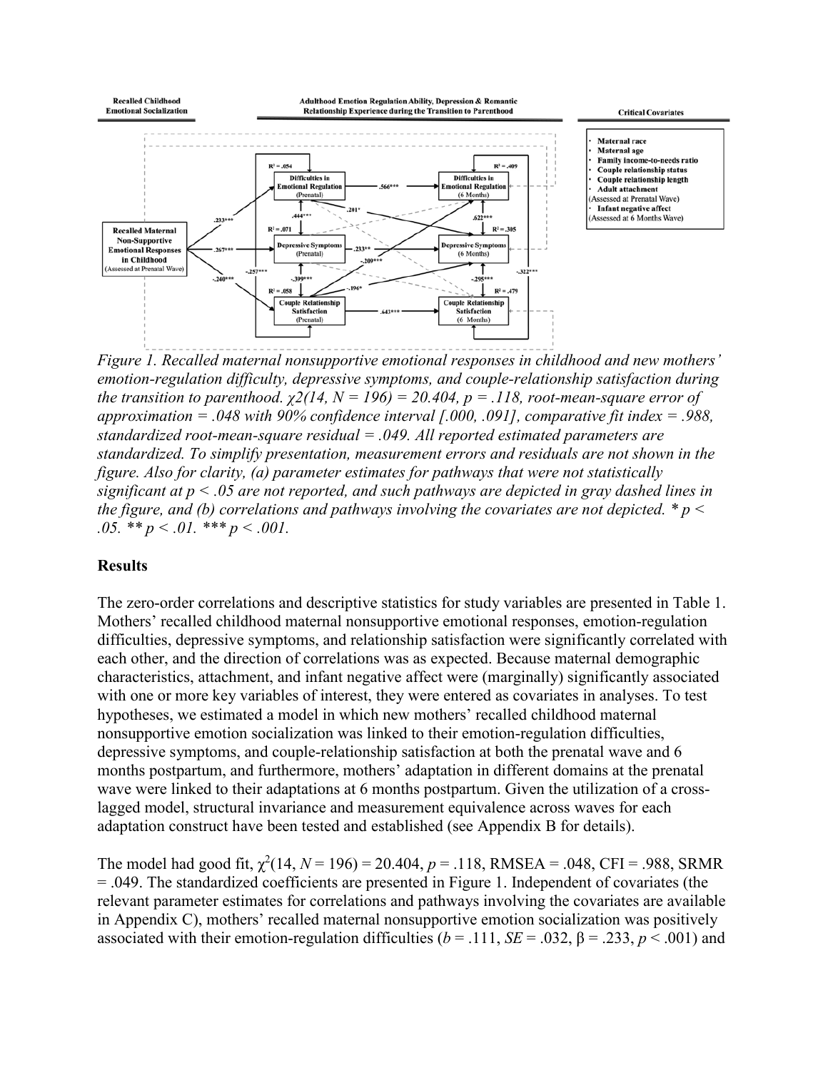*Figure 1. Recalled maternal nonsupportive emotional responses in childhood and new mothers' emotion-regulation difficulty, depressive symptoms, and couple-relationship satisfaction during the transition to parenthood. $\chi2(14, N = 196) = 20.404$, $p = .118$, root-mean-square error of approximation = .048 with 90% confidence interval [.000, .091], comparative fit index = .988, standardized root-mean-square residual = .049. All reported estimated parameters are standardized. To simplify presentation, measurement errors and residuals are not shown in the figure. Also for clarity, (a) parameter estimates for pathways that were not statistically significant at $p < .05$ are not reported, and such pathways are depicted in gray dashed lines in the figure, and (b) correlations and pathways involving the covariates are not depicted. * $p < .05$. ** $p < .01$. *** $p < .001$.*

## Results

The zero-order correlations and descriptive statistics for study variables are presented in Table 1. Mothers' recalled childhood maternal nonsupportive emotional responses, emotion-regulation difficulties, depressive symptoms, and relationship satisfaction were significantly correlated with each other, and the direction of correlations was as expected. Because maternal demographic characteristics, attachment, and infant negative affect were (marginally) significantly associated with one or more key variables of interest, they were entered as covariates in analyses. To test hypotheses, we estimated a model in which new mothers' recalled childhood maternal nonsupportive emotion socialization was linked to their emotion-regulation difficulties, depressive symptoms, and couple-relationship satisfaction at both the prenatal wave and 6 months postpartum, and furthermore, mothers' adaptation in different domains at the prenatal wave were linked to their adaptations at 6 months postpartum. Given the utilization of a cross-lagged model, structural invariance and measurement equivalence across waves for each adaptation construct have been tested and established (see Appendix B for details).

The model had good fit, $\chi^2(14, N = 196) = 20.404$, $p = .118$, RMSEA = .048, CFI = .988, SRMR = .049. The standardized coefficients are presented in Figure 1. Independent of covariates (the relevant parameter estimates for correlations and pathways involving the covariates are available in Appendix C), mothers' recalled maternal nonsupportive emotion socialization was positively associated with their emotion-regulation difficulties ($b = .111$, $SE = .032$, $\beta = .233$, $p < .001$) and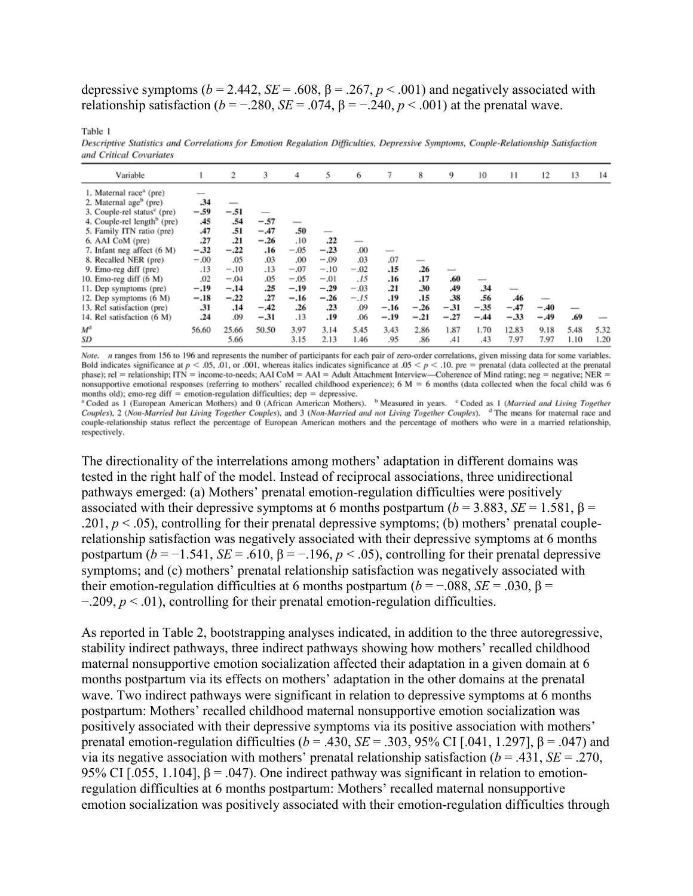depressive symptoms ($b$ = 2.442, $SE$ = .608, β = .267, $p$ < .001) and negatively associated with relationship satisfaction ($b$ = −.280, $SE$ = .074, β = −.240, $p$ < .001) at the prenatal wave.

Table 1

*Descriptive Statistics and Correlations for Emotion Regulation Difficulties, Depressive Symptoms, Couple-Relationship Satisfaction and Critical Covariates*

| Variable | 1 | 2 | 3 | 4 | 5 | 6 | 7 | 8 | 9 | 10 | 11 | 12 | 13 | 14 |
|---|---|---|---|---|---|---|---|---|---|---|---|---|---|---|
| 1. Maternal race[a] (pre) | — | | | | | | | | | | | | | |
| 2. Maternal age[b] (pre) | **.34** | — | | | | | | | | | | | | |
| 3. Couple-rel status[c] (pre) | **−.59** | **−.51** | — | | | | | | | | | | | |
| 4. Couple-rel length[b] (pre) | **.45** | **.54** | **−.57** | — | | | | | | | | | | |
| 5. Family ITN ratio (pre) | **.47** | **.51** | **−.47** | **.50** | — | | | | | | | | | |
| 6. AAI CoM (pre) | **.27** | **.21** | **−.26** | .10 | **.22** | — | | | | | | | | |
| 7. Infant neg affect (6 M) | **−.32** | **−.22** | **.16** | −.05 | **−.23** | .00 | — | | | | | | | |
| 8. Recalled NER (pre) | −.00 | .05 | .03 | .00 | −.09 | .03 | .07 | — | | | | | | |
| 9. Emo-reg diff (pre) | .13 | −.10 | .13 | −.07 | −.10 | −.02 | **.15** | **.26** | — | | | | | |
| 10. Emo-reg diff (6 M) | .02 | −.04 | .05 | −.05 | −.01 | *.15* | **.16** | **.17** | **.60** | — | | | | |
| 11. Dep symptoms (pre) | **−.19** | **−.14** | **.25** | **−.19** | **−.29** | −.03 | **.21** | **.30** | **.49** | **.34** | — | | | |
| 12. Dep symptoms (6 M) | **−.18** | **−.22** | **.27** | **−.16** | **−.26** | *−.15* | **.19** | **.15** | **.38** | **.56** | **.46** | — | | |
| 13. Rel satisfaction (pre) | **.31** | **.14** | **−.42** | **.26** | **.23** | .09 | **−.16** | **−.26** | **−.31** | **−.35** | **−.47** | **−.40** | — | |
| 14. Rel satisfaction (6 M) | **.24** | .09 | **−.31** | .13 | **.19** | .06 | **−.19** | **−.21** | **−.27** | **−.44** | **−.33** | **−.49** | **.69** | — |
| $M$[d] | 56.60 | 25.66 | 50.50 | 3.97 | 3.14 | 5.45 | 3.43 | 2.86 | 1.87 | 1.70 | 12.83 | 9.18 | 5.48 | 5.32 |
| $SD$ | | 5.66 | | 3.15 | 2.13 | 1.46 | .95 | .86 | .41 | .43 | 7.97 | 7.97 | 1.10 | 1.20 |

*Note.* $n$ ranges from 156 to 196 and represents the number of participants for each pair of zero-order correlations, given missing data for some variables. Bold indicates significance at $p$ < .05, .01, or .001, whereas italics indicates significance at .05 < $p$ < .10. pre = prenatal (data collected at the prenatal phase); rel = relationship; ITN = income-to-needs; AAI CoM = AAI = Adult Attachment Interview—Coherence of Mind rating; neg = negative; NER = nonsupportive emotional responses (referring to mothers' recalled childhood experience); 6 M = 6 months (data collected when the focal child was 6 months old); emo-reg diff = emotion-regulation difficulties; dep = depressive.

[a] Coded as 1 (European American Mothers) and 0 (African American Mothers). [b] Measured in years. [c] Coded as 1 (*Married and Living Together Couples*), 2 (*Non-Married but Living Together Couples*), and 3 (*Non-Married and not Living Together Couples*). [d] The means for maternal race and couple-relationship status reflect the percentage of European American mothers and the percentage of mothers who were in a married relationship, respectively.

The directionality of the interrelations among mothers' adaptation in different domains was tested in the right half of the model. Instead of reciprocal associations, three unidirectional pathways emerged: (a) Mothers' prenatal emotion-regulation difficulties were positively associated with their depressive symptoms at 6 months postpartum ($b$ = 3.883, $SE$ = 1.581, β = .201, $p$ < .05), controlling for their prenatal depressive symptoms; (b) mothers' prenatal couple-relationship satisfaction was negatively associated with their depressive symptoms at 6 months postpartum ($b$ = −1.541, $SE$ = .610, β = −.196, $p$ < .05), controlling for their prenatal depressive symptoms; and (c) mothers' prenatal relationship satisfaction was negatively associated with their emotion-regulation difficulties at 6 months postpartum ($b$ = −.088, $SE$ = .030, β = −.209, $p$ < .01), controlling for their prenatal emotion-regulation difficulties.

As reported in Table 2, bootstrapping analyses indicated, in addition to the three autoregressive, stability indirect pathways, three indirect pathways showing how mothers' recalled childhood maternal nonsupportive emotion socialization affected their adaptation in a given domain at 6 months postpartum via its effects on mothers' adaptation in the other domains at the prenatal wave. Two indirect pathways were significant in relation to depressive symptoms at 6 months postpartum: Mothers' recalled childhood maternal nonsupportive emotion socialization was positively associated with their depressive symptoms via its positive association with mothers' prenatal emotion-regulation difficulties ($b$ = .430, $SE$ = .303, 95% CI [.041, 1.297], β = .047) and via its negative association with mothers' prenatal relationship satisfaction ($b$ = .431, $SE$ = .270, 95% CI [.055, 1.104], β = .047). One indirect pathway was significant in relation to emotion-regulation difficulties at 6 months postpartum: Mothers' recalled maternal nonsupportive emotion socialization was positively associated with their emotion-regulation difficulties through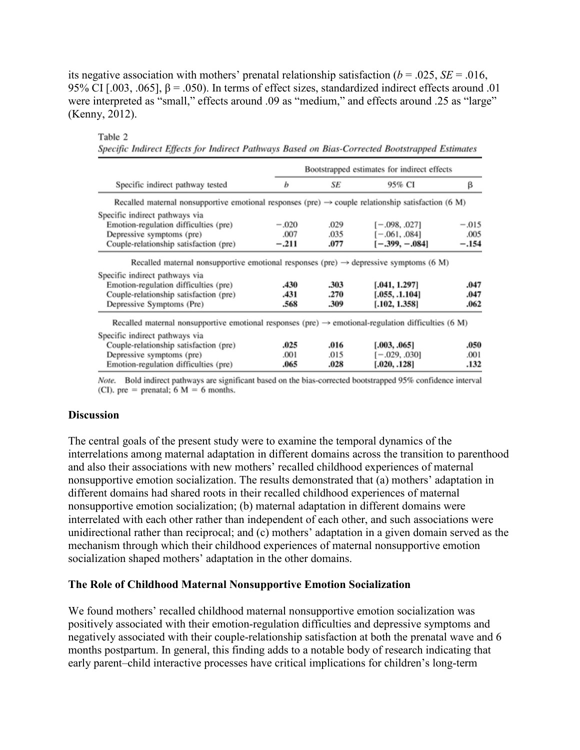its negative association with mothers' prenatal relationship satisfaction ($b$ = .025, $SE$ = .016, 95% CI [.003, .065], β = .050). In terms of effect sizes, standardized indirect effects around .01 were interpreted as "small," effects around .09 as "medium," and effects around .25 as "large" (Kenny, 2012).

Table 2

*Specific Indirect Effects for Indirect Pathways Based on Bias-Corrected Bootstrapped Estimates*

| Specific indirect pathway tested | Bootstrapped estimates for indirect effects | | | |
|---|---|---|---|---|
| | $b$ | $SE$ | 95% CI | β |
| **Recalled maternal nonsupportive emotional responses (pre) → couple relationship satisfaction (6 M)** | | | | |
| Specific indirect pathways via | | | | |
| Emotion-regulation difficulties (pre) | −.020 | .029 | [−.098, .027] | −.015 |
| Depressive symptoms (pre) | .007 | .035 | [−.061, .084] | .005 |
| Couple-relationship satisfaction (pre) | **−.211** | **.077** | **[−.399, −.084]** | **−.154** |
| **Recalled maternal nonsupportive emotional responses (pre) → depressive symptoms (6 M)** | | | | |
| Specific indirect pathways via | | | | |
| Emotion-regulation difficulties (pre) | **.430** | **.303** | **[.041, 1.297]** | **.047** |
| Couple-relationship satisfaction (pre) | **.431** | **.270** | **[.055, .1.104]** | **.047** |
| Depressive Symptoms (Pre) | **.568** | **.309** | **[.102, 1.358]** | **.062** |
| **Recalled maternal nonsupportive emotional responses (pre) → emotional-regulation difficulties (6 M)** | | | | |
| Specific indirect pathways via | | | | |
| Couple-relationship satisfaction (pre) | **.025** | **.016** | **[.003, .065]** | **.050** |
| Depressive symptoms (pre) | .001 | .015 | [−.029, .030] | .001 |
| Emotion-regulation difficulties (pre) | **.065** | **.028** | **[.020, .128]** | **.132** |

*Note.* Bold indirect pathways are significant based on the bias-corrected bootstrapped 95% confidence interval (CI). pre = prenatal; 6 M = 6 months.

## Discussion

The central goals of the present study were to examine the temporal dynamics of the interrelations among maternal adaptation in different domains across the transition to parenthood and also their associations with new mothers' recalled childhood experiences of maternal nonsupportive emotion socialization. The results demonstrated that (a) mothers' adaptation in different domains had shared roots in their recalled childhood experiences of maternal nonsupportive emotion socialization; (b) maternal adaptation in different domains were interrelated with each other rather than independent of each other, and such associations were unidirectional rather than reciprocal; and (c) mothers' adaptation in a given domain served as the mechanism through which their childhood experiences of maternal nonsupportive emotion socialization shaped mothers' adaptation in the other domains.

### The Role of Childhood Maternal Nonsupportive Emotion Socialization

We found mothers' recalled childhood maternal nonsupportive emotion socialization was positively associated with their emotion-regulation difficulties and depressive symptoms and negatively associated with their couple-relationship satisfaction at both the prenatal wave and 6 months postpartum. In general, this finding adds to a notable body of research indicating that early parent–child interactive processes have critical implications for children's long-term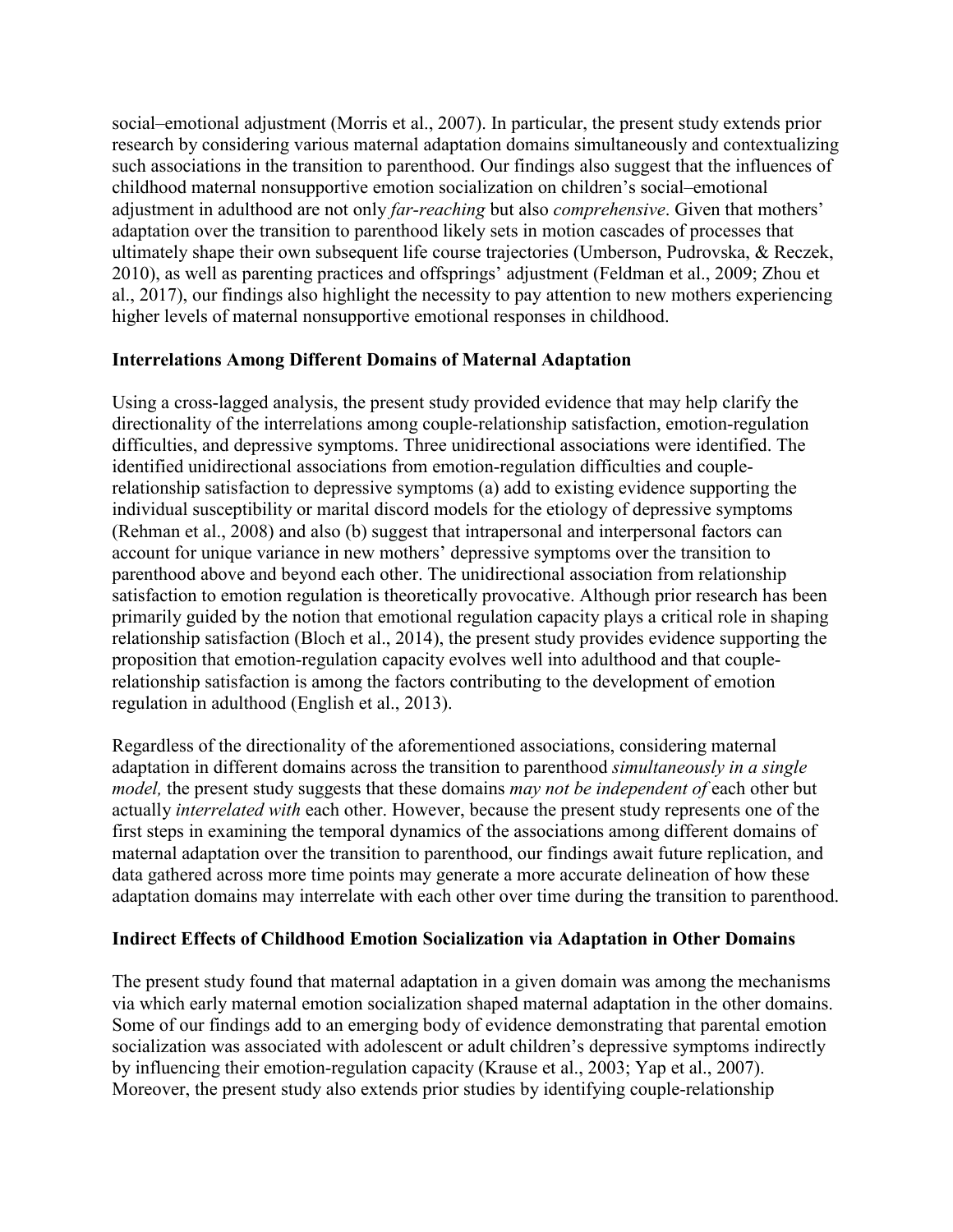social–emotional adjustment (Morris et al., 2007). In particular, the present study extends prior research by considering various maternal adaptation domains simultaneously and contextualizing such associations in the transition to parenthood. Our findings also suggest that the influences of childhood maternal nonsupportive emotion socialization on children's social–emotional adjustment in adulthood are not only *far-reaching* but also *comprehensive*. Given that mothers' adaptation over the transition to parenthood likely sets in motion cascades of processes that ultimately shape their own subsequent life course trajectories (Umberson, Pudrovska, & Reczek, 2010), as well as parenting practices and offsprings' adjustment (Feldman et al., 2009; Zhou et al., 2017), our findings also highlight the necessity to pay attention to new mothers experiencing higher levels of maternal nonsupportive emotional responses in childhood.

### Interrelations Among Different Domains of Maternal Adaptation

Using a cross-lagged analysis, the present study provided evidence that may help clarify the directionality of the interrelations among couple-relationship satisfaction, emotion-regulation difficulties, and depressive symptoms. Three unidirectional associations were identified. The identified unidirectional associations from emotion-regulation difficulties and couple-relationship satisfaction to depressive symptoms (a) add to existing evidence supporting the individual susceptibility or marital discord models for the etiology of depressive symptoms (Rehman et al., 2008) and also (b) suggest that intrapersonal and interpersonal factors can account for unique variance in new mothers' depressive symptoms over the transition to parenthood above and beyond each other. The unidirectional association from relationship satisfaction to emotion regulation is theoretically provocative. Although prior research has been primarily guided by the notion that emotional regulation capacity plays a critical role in shaping relationship satisfaction (Bloch et al., 2014), the present study provides evidence supporting the proposition that emotion-regulation capacity evolves well into adulthood and that couple-relationship satisfaction is among the factors contributing to the development of emotion regulation in adulthood (English et al., 2013).

Regardless of the directionality of the aforementioned associations, considering maternal adaptation in different domains across the transition to parenthood *simultaneously in a single model,* the present study suggests that these domains *may not be independent of* each other but actually *interrelated with* each other. However, because the present study represents one of the first steps in examining the temporal dynamics of the associations among different domains of maternal adaptation over the transition to parenthood, our findings await future replication, and data gathered across more time points may generate a more accurate delineation of how these adaptation domains may interrelate with each other over time during the transition to parenthood.

### Indirect Effects of Childhood Emotion Socialization via Adaptation in Other Domains

The present study found that maternal adaptation in a given domain was among the mechanisms via which early maternal emotion socialization shaped maternal adaptation in the other domains. Some of our findings add to an emerging body of evidence demonstrating that parental emotion socialization was associated with adolescent or adult children's depressive symptoms indirectly by influencing their emotion-regulation capacity (Krause et al., 2003; Yap et al., 2007). Moreover, the present study also extends prior studies by identifying couple-relationship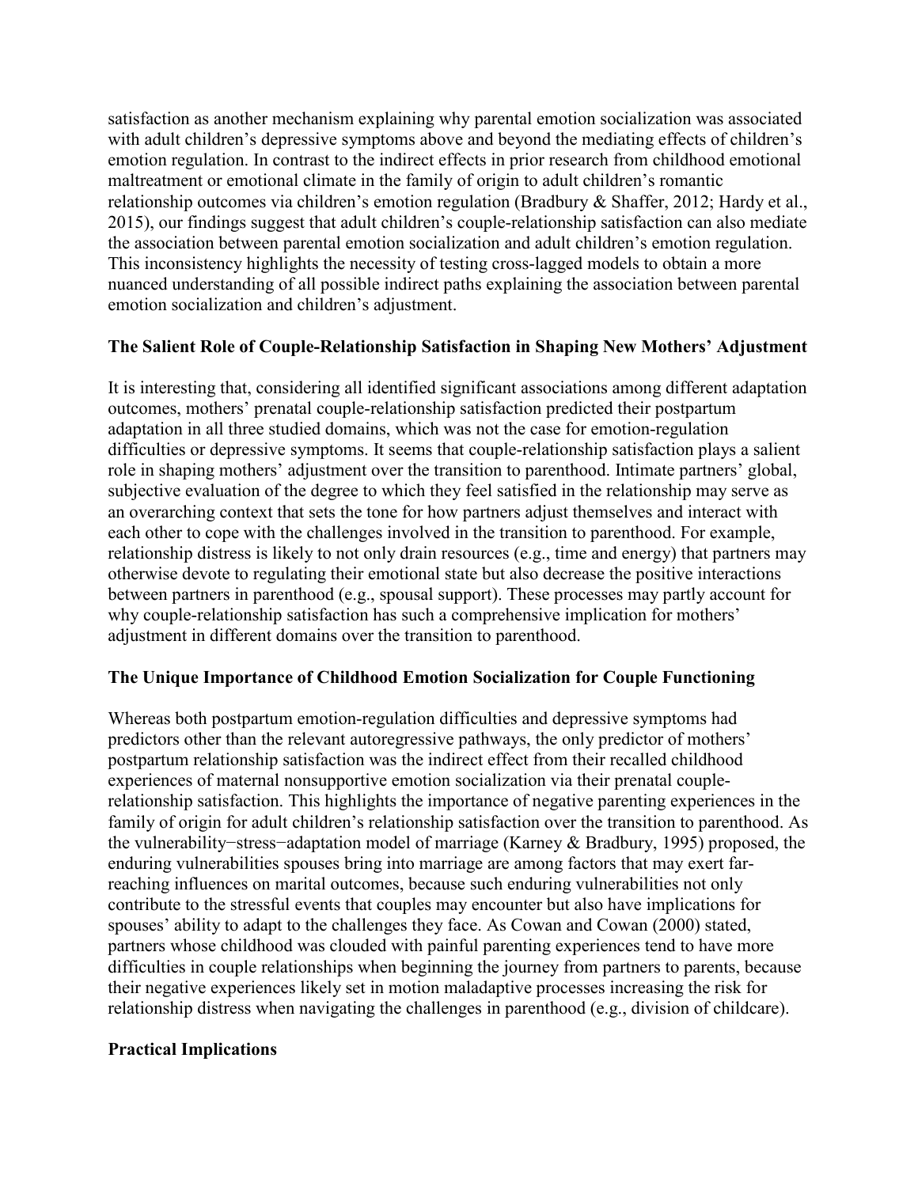satisfaction as another mechanism explaining why parental emotion socialization was associated with adult children's depressive symptoms above and beyond the mediating effects of children's emotion regulation. In contrast to the indirect effects in prior research from childhood emotional maltreatment or emotional climate in the family of origin to adult children's romantic relationship outcomes via children's emotion regulation (Bradbury & Shaffer, 2012; Hardy et al., 2015), our findings suggest that adult children's couple-relationship satisfaction can also mediate the association between parental emotion socialization and adult children's emotion regulation. This inconsistency highlights the necessity of testing cross-lagged models to obtain a more nuanced understanding of all possible indirect paths explaining the association between parental emotion socialization and children's adjustment.

### The Salient Role of Couple-Relationship Satisfaction in Shaping New Mothers' Adjustment

It is interesting that, considering all identified significant associations among different adaptation outcomes, mothers' prenatal couple-relationship satisfaction predicted their postpartum adaptation in all three studied domains, which was not the case for emotion-regulation difficulties or depressive symptoms. It seems that couple-relationship satisfaction plays a salient role in shaping mothers' adjustment over the transition to parenthood. Intimate partners' global, subjective evaluation of the degree to which they feel satisfied in the relationship may serve as an overarching context that sets the tone for how partners adjust themselves and interact with each other to cope with the challenges involved in the transition to parenthood. For example, relationship distress is likely to not only drain resources (e.g., time and energy) that partners may otherwise devote to regulating their emotional state but also decrease the positive interactions between partners in parenthood (e.g., spousal support). These processes may partly account for why couple-relationship satisfaction has such a comprehensive implication for mothers' adjustment in different domains over the transition to parenthood.

### The Unique Importance of Childhood Emotion Socialization for Couple Functioning

Whereas both postpartum emotion-regulation difficulties and depressive symptoms had predictors other than the relevant autoregressive pathways, the only predictor of mothers' postpartum relationship satisfaction was the indirect effect from their recalled childhood experiences of maternal nonsupportive emotion socialization via their prenatal couple-relationship satisfaction. This highlights the importance of negative parenting experiences in the family of origin for adult children's relationship satisfaction over the transition to parenthood. As the vulnerability−stress−adaptation model of marriage (Karney & Bradbury, 1995) proposed, the enduring vulnerabilities spouses bring into marriage are among factors that may exert far-reaching influences on marital outcomes, because such enduring vulnerabilities not only contribute to the stressful events that couples may encounter but also have implications for spouses' ability to adapt to the challenges they face. As Cowan and Cowan (2000) stated, partners whose childhood was clouded with painful parenting experiences tend to have more difficulties in couple relationships when beginning the journey from partners to parents, because their negative experiences likely set in motion maladaptive processes increasing the risk for relationship distress when navigating the challenges in parenthood (e.g., division of childcare).

### Practical Implications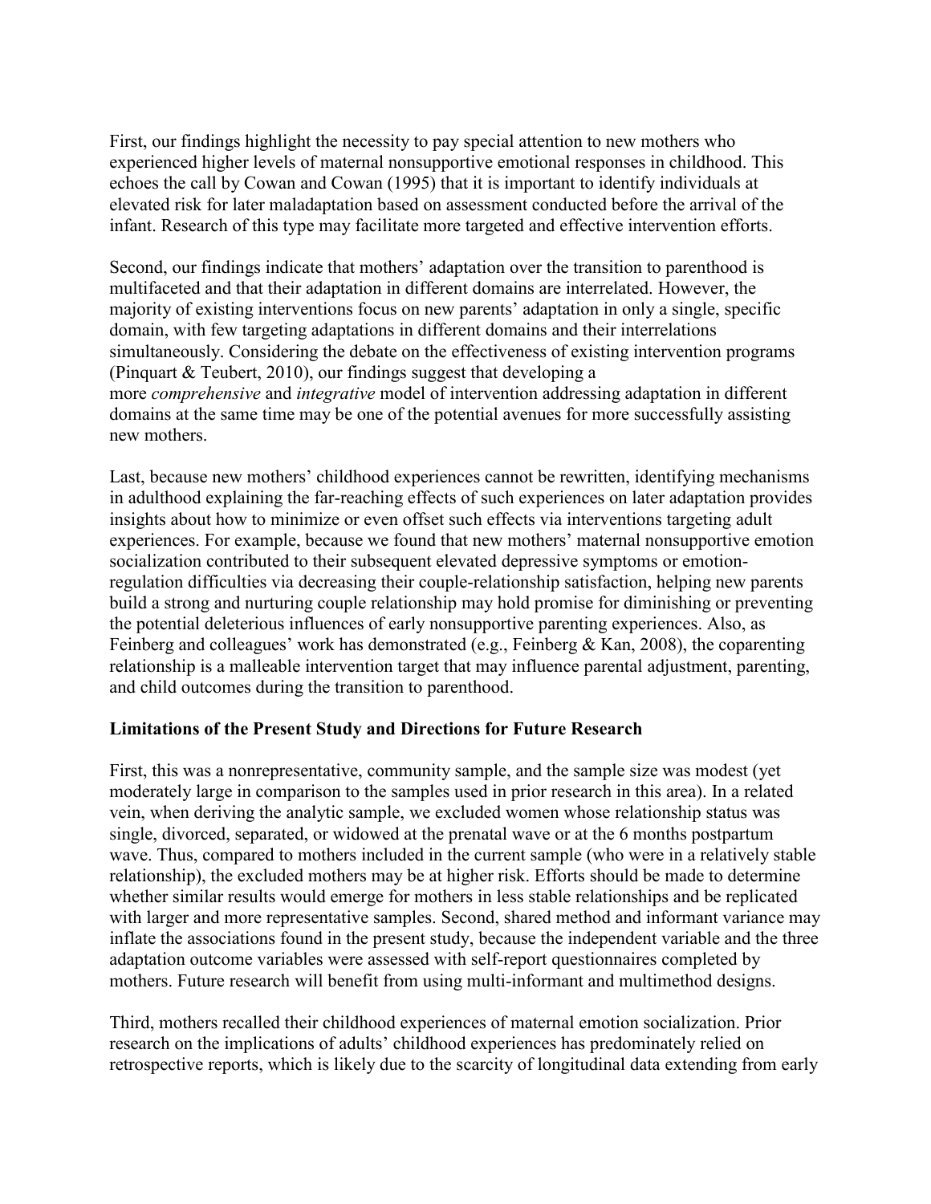First, our findings highlight the necessity to pay special attention to new mothers who experienced higher levels of maternal nonsupportive emotional responses in childhood. This echoes the call by Cowan and Cowan (1995) that it is important to identify individuals at elevated risk for later maladaptation based on assessment conducted before the arrival of the infant. Research of this type may facilitate more targeted and effective intervention efforts.

Second, our findings indicate that mothers' adaptation over the transition to parenthood is multifaceted and that their adaptation in different domains are interrelated. However, the majority of existing interventions focus on new parents' adaptation in only a single, specific domain, with few targeting adaptations in different domains and their interrelations simultaneously. Considering the debate on the effectiveness of existing intervention programs (Pinquart & Teubert, 2010), our findings suggest that developing a more *comprehensive* and *integrative* model of intervention addressing adaptation in different domains at the same time may be one of the potential avenues for more successfully assisting new mothers.

Last, because new mothers' childhood experiences cannot be rewritten, identifying mechanisms in adulthood explaining the far-reaching effects of such experiences on later adaptation provides insights about how to minimize or even offset such effects via interventions targeting adult experiences. For example, because we found that new mothers' maternal nonsupportive emotion socialization contributed to their subsequent elevated depressive symptoms or emotion-regulation difficulties via decreasing their couple-relationship satisfaction, helping new parents build a strong and nurturing couple relationship may hold promise for diminishing or preventing the potential deleterious influences of early nonsupportive parenting experiences. Also, as Feinberg and colleagues' work has demonstrated (e.g., Feinberg & Kan, 2008), the coparenting relationship is a malleable intervention target that may influence parental adjustment, parenting, and child outcomes during the transition to parenthood.

### Limitations of the Present Study and Directions for Future Research

First, this was a nonrepresentative, community sample, and the sample size was modest (yet moderately large in comparison to the samples used in prior research in this area). In a related vein, when deriving the analytic sample, we excluded women whose relationship status was single, divorced, separated, or widowed at the prenatal wave or at the 6 months postpartum wave. Thus, compared to mothers included in the current sample (who were in a relatively stable relationship), the excluded mothers may be at higher risk. Efforts should be made to determine whether similar results would emerge for mothers in less stable relationships and be replicated with larger and more representative samples. Second, shared method and informant variance may inflate the associations found in the present study, because the independent variable and the three adaptation outcome variables were assessed with self-report questionnaires completed by mothers. Future research will benefit from using multi-informant and multimethod designs.

Third, mothers recalled their childhood experiences of maternal emotion socialization. Prior research on the implications of adults' childhood experiences has predominately relied on retrospective reports, which is likely due to the scarcity of longitudinal data extending from early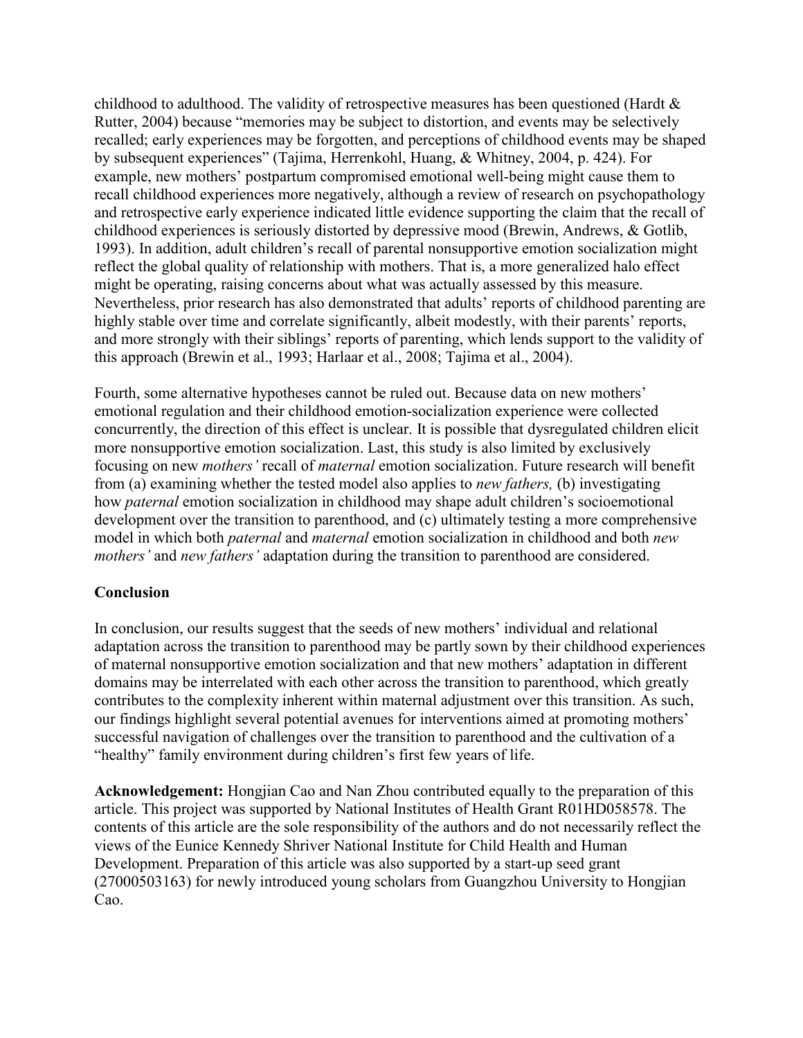childhood to adulthood. The validity of retrospective measures has been questioned (Hardt & Rutter, 2004) because "memories may be subject to distortion, and events may be selectively recalled; early experiences may be forgotten, and perceptions of childhood events may be shaped by subsequent experiences" (Tajima, Herrenkohl, Huang, & Whitney, 2004, p. 424). For example, new mothers' postpartum compromised emotional well-being might cause them to recall childhood experiences more negatively, although a review of research on psychopathology and retrospective early experience indicated little evidence supporting the claim that the recall of childhood experiences is seriously distorted by depressive mood (Brewin, Andrews, & Gotlib, 1993). In addition, adult children's recall of parental nonsupportive emotion socialization might reflect the global quality of relationship with mothers. That is, a more generalized halo effect might be operating, raising concerns about what was actually assessed by this measure. Nevertheless, prior research has also demonstrated that adults' reports of childhood parenting are highly stable over time and correlate significantly, albeit modestly, with their parents' reports, and more strongly with their siblings' reports of parenting, which lends support to the validity of this approach (Brewin et al., 1993; Harlaar et al., 2008; Tajima et al., 2004).

Fourth, some alternative hypotheses cannot be ruled out. Because data on new mothers' emotional regulation and their childhood emotion-socialization experience were collected concurrently, the direction of this effect is unclear. It is possible that dysregulated children elicit more nonsupportive emotion socialization. Last, this study is also limited by exclusively focusing on new *mothers'* recall of *maternal* emotion socialization. Future research will benefit from (a) examining whether the tested model also applies to *new fathers,* (b) investigating how *paternal* emotion socialization in childhood may shape adult children's socioemotional development over the transition to parenthood, and (c) ultimately testing a more comprehensive model in which both *paternal* and *maternal* emotion socialization in childhood and both *new mothers'* and *new fathers'* adaptation during the transition to parenthood are considered.

## Conclusion

In conclusion, our results suggest that the seeds of new mothers' individual and relational adaptation across the transition to parenthood may be partly sown by their childhood experiences of maternal nonsupportive emotion socialization and that new mothers' adaptation in different domains may be interrelated with each other across the transition to parenthood, which greatly contributes to the complexity inherent within maternal adjustment over this transition. As such, our findings highlight several potential avenues for interventions aimed at promoting mothers' successful navigation of challenges over the transition to parenthood and the cultivation of a "healthy" family environment during children's first few years of life.

**Acknowledgement:** Hongjian Cao and Nan Zhou contributed equally to the preparation of this article. This project was supported by National Institutes of Health Grant R01HD058578. The contents of this article are the sole responsibility of the authors and do not necessarily reflect the views of the Eunice Kennedy Shriver National Institute for Child Health and Human Development. Preparation of this article was also supported by a start-up seed grant (27000503163) for newly introduced young scholars from Guangzhou University to Hongjian Cao.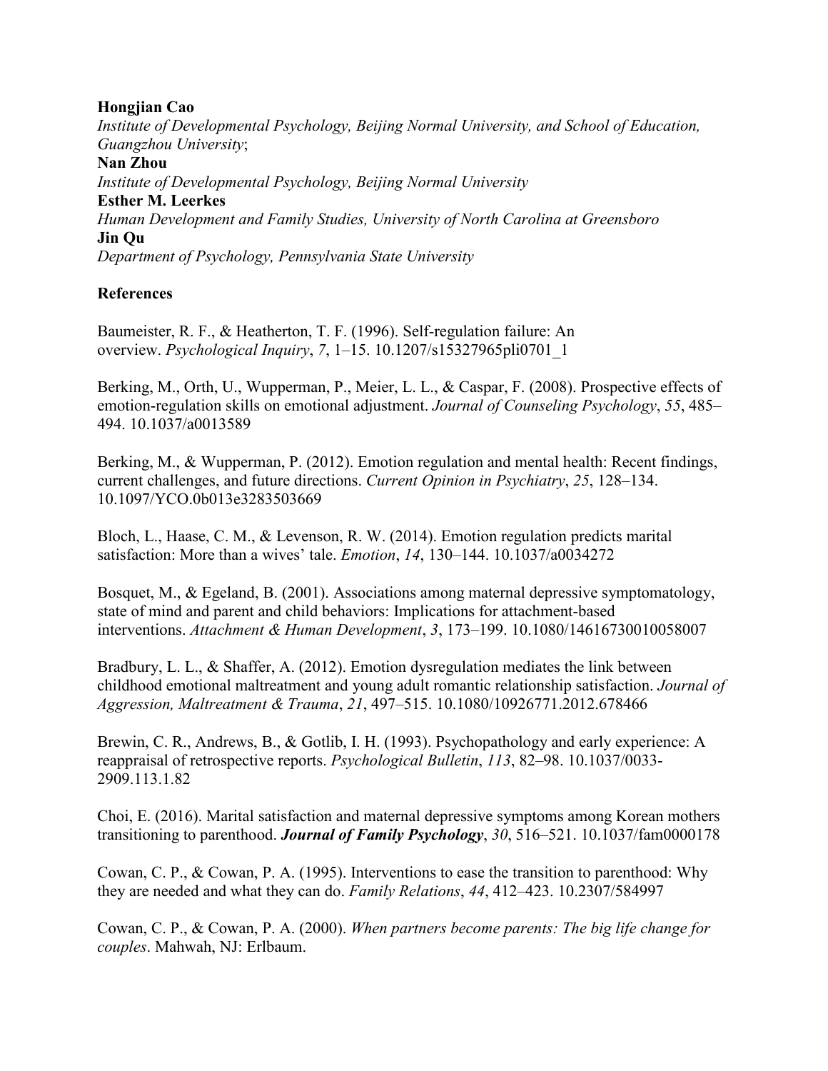**Hongjian Cao**

*Institute of Developmental Psychology, Beijing Normal University, and School of Education, Guangzhou University*;

**Nan Zhou**

*Institute of Developmental Psychology, Beijing Normal University*

**Esther M. Leerkes**

*Human Development and Family Studies, University of North Carolina at Greensboro*

**Jin Qu**

*Department of Psychology, Pennsylvania State University*

## References

Baumeister, R. F., & Heatherton, T. F. (1996). Self-regulation failure: An overview. *Psychological Inquiry*, *7*, 1–15. 10.1207/s15327965pli0701_1

Berking, M., Orth, U., Wupperman, P., Meier, L. L., & Caspar, F. (2008). Prospective effects of emotion-regulation skills on emotional adjustment. *Journal of Counseling Psychology*, *55*, 485–494. 10.1037/a0013589

Berking, M., & Wupperman, P. (2012). Emotion regulation and mental health: Recent findings, current challenges, and future directions. *Current Opinion in Psychiatry*, *25*, 128–134. 10.1097/YCO.0b013e3283503669

Bloch, L., Haase, C. M., & Levenson, R. W. (2014). Emotion regulation predicts marital satisfaction: More than a wives' tale. *Emotion*, *14*, 130–144. 10.1037/a0034272

Bosquet, M., & Egeland, B. (2001). Associations among maternal depressive symptomatology, state of mind and parent and child behaviors: Implications for attachment-based interventions. *Attachment & Human Development*, *3*, 173–199. 10.1080/14616730010058007

Bradbury, L. L., & Shaffer, A. (2012). Emotion dysregulation mediates the link between childhood emotional maltreatment and young adult romantic relationship satisfaction. *Journal of Aggression, Maltreatment & Trauma*, *21*, 497–515. 10.1080/10926771.2012.678466

Brewin, C. R., Andrews, B., & Gotlib, I. H. (1993). Psychopathology and early experience: A reappraisal of retrospective reports. *Psychological Bulletin*, *113*, 82–98. 10.1037/0033-2909.113.1.82

Choi, E. (2016). Marital satisfaction and maternal depressive symptoms among Korean mothers transitioning to parenthood. ***Journal of Family Psychology***, *30*, 516–521. 10.1037/fam0000178

Cowan, C. P., & Cowan, P. A. (1995). Interventions to ease the transition to parenthood: Why they are needed and what they can do. *Family Relations*, *44*, 412–423. 10.2307/584997

Cowan, C. P., & Cowan, P. A. (2000). *When partners become parents: The big life change for couples*. Mahwah, NJ: Erlbaum.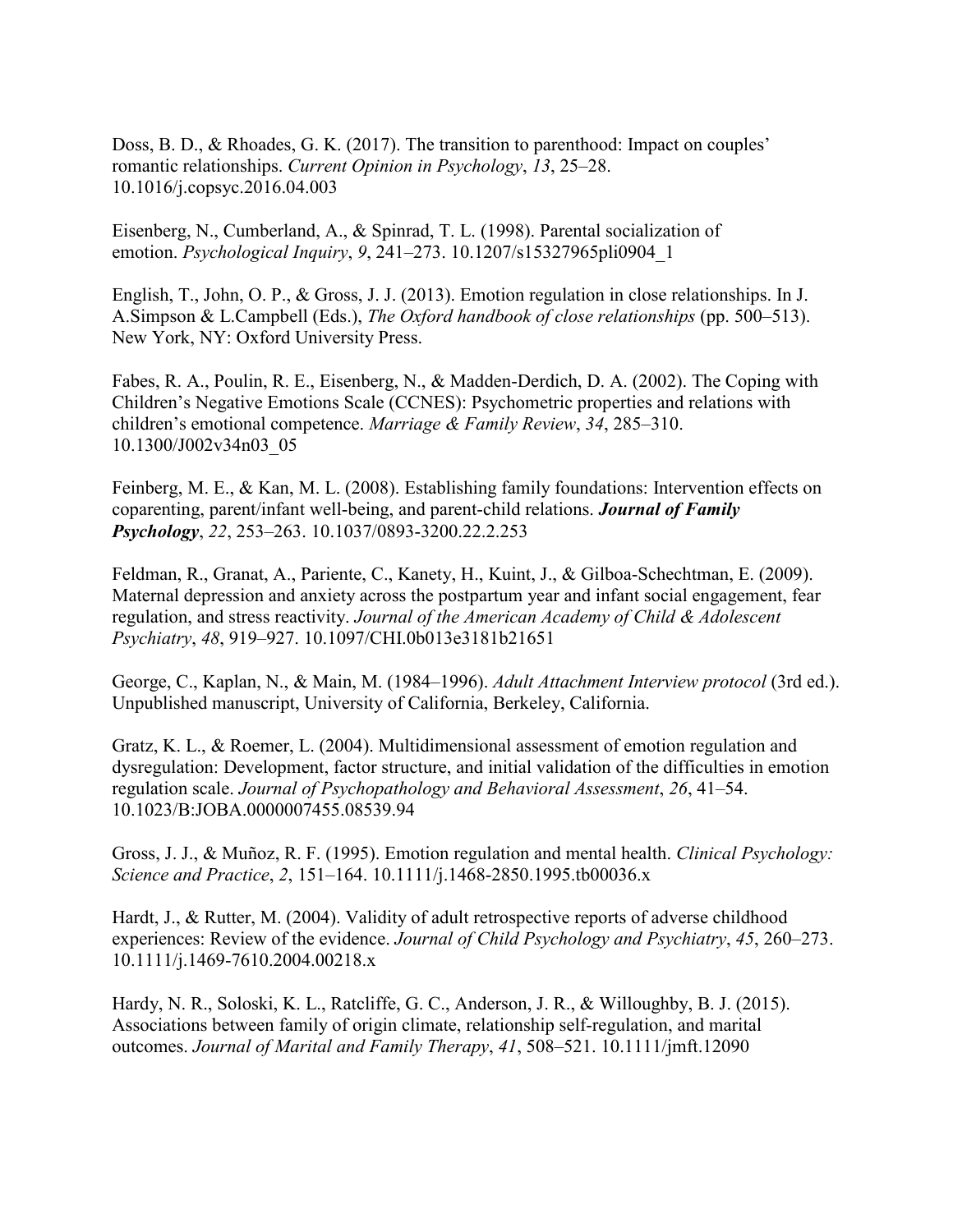Doss, B. D., & Rhoades, G. K. (2017). The transition to parenthood: Impact on couples' romantic relationships. *Current Opinion in Psychology*, *13*, 25–28. 10.1016/j.copsyc.2016.04.003

Eisenberg, N., Cumberland, A., & Spinrad, T. L. (1998). Parental socialization of emotion. *Psychological Inquiry*, *9*, 241–273. 10.1207/s15327965pli0904_1

English, T., John, O. P., & Gross, J. J. (2013). Emotion regulation in close relationships. In J. A.Simpson & L.Campbell (Eds.), *The Oxford handbook of close relationships* (pp. 500–513). New York, NY: Oxford University Press.

Fabes, R. A., Poulin, R. E., Eisenberg, N., & Madden-Derdich, D. A. (2002). The Coping with Children's Negative Emotions Scale (CCNES): Psychometric properties and relations with children's emotional competence. *Marriage & Family Review*, *34*, 285–310. 10.1300/J002v34n03_05

Feinberg, M. E., & Kan, M. L. (2008). Establishing family foundations: Intervention effects on coparenting, parent/infant well-being, and parent-child relations. ***Journal of Family Psychology***, *22*, 253–263. 10.1037/0893-3200.22.2.253

Feldman, R., Granat, A., Pariente, C., Kanety, H., Kuint, J., & Gilboa-Schechtman, E. (2009). Maternal depression and anxiety across the postpartum year and infant social engagement, fear regulation, and stress reactivity. *Journal of the American Academy of Child & Adolescent Psychiatry*, *48*, 919–927. 10.1097/CHI.0b013e3181b21651

George, C., Kaplan, N., & Main, M. (1984–1996). *Adult Attachment Interview protocol* (3rd ed.). Unpublished manuscript, University of California, Berkeley, California.

Gratz, K. L., & Roemer, L. (2004). Multidimensional assessment of emotion regulation and dysregulation: Development, factor structure, and initial validation of the difficulties in emotion regulation scale. *Journal of Psychopathology and Behavioral Assessment*, *26*, 41–54. 10.1023/B:JOBA.0000007455.08539.94

Gross, J. J., & Muñoz, R. F. (1995). Emotion regulation and mental health. *Clinical Psychology: Science and Practice*, *2*, 151–164. 10.1111/j.1468-2850.1995.tb00036.x

Hardt, J., & Rutter, M. (2004). Validity of adult retrospective reports of adverse childhood experiences: Review of the evidence. *Journal of Child Psychology and Psychiatry*, *45*, 260–273. 10.1111/j.1469-7610.2004.00218.x

Hardy, N. R., Soloski, K. L., Ratcliffe, G. C., Anderson, J. R., & Willoughby, B. J. (2015). Associations between family of origin climate, relationship self-regulation, and marital outcomes. *Journal of Marital and Family Therapy*, *41*, 508–521. 10.1111/jmft.12090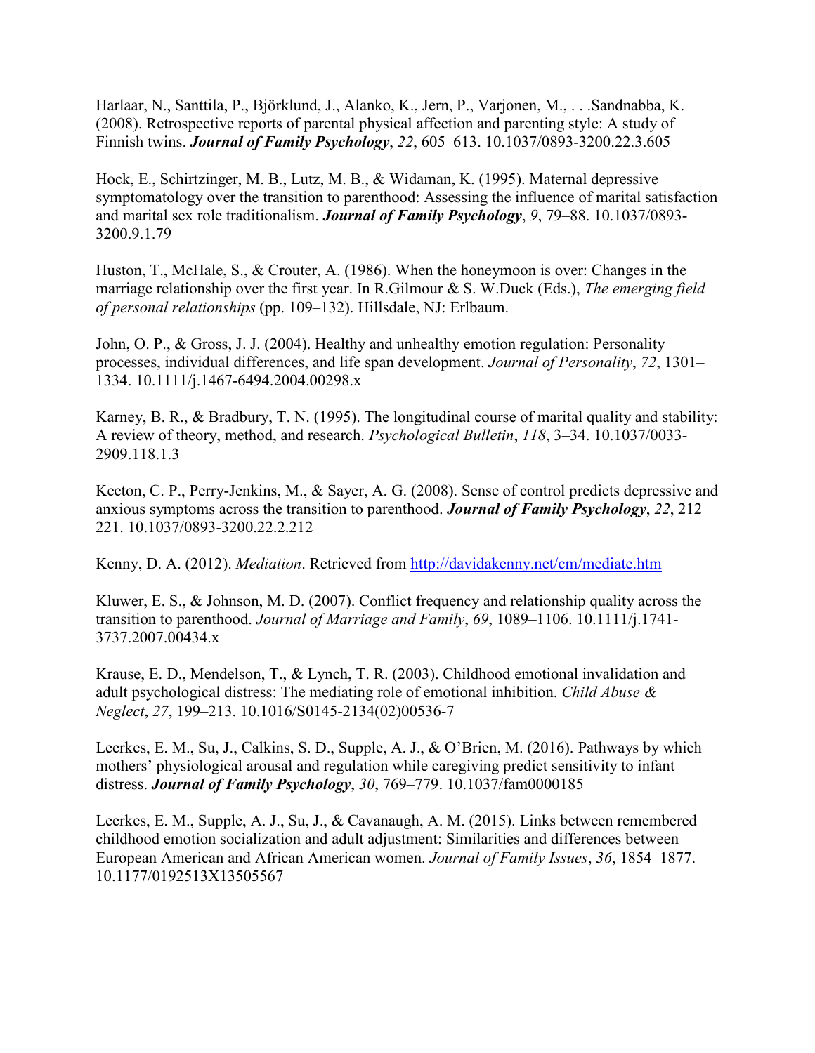Harlaar, N., Santtila, P., Björklund, J., Alanko, K., Jern, P., Varjonen, M., . . .Sandnabba, K. (2008). Retrospective reports of parental physical affection and parenting style: A study of Finnish twins. ***Journal of Family Psychology***, *22*, 605–613. 10.1037/0893-3200.22.3.605

Hock, E., Schirtzinger, M. B., Lutz, M. B., & Widaman, K. (1995). Maternal depressive symptomatology over the transition to parenthood: Assessing the influence of marital satisfaction and marital sex role traditionalism. ***Journal of Family Psychology***, *9*, 79–88. 10.1037/0893-3200.9.1.79

Huston, T., McHale, S., & Crouter, A. (1986). When the honeymoon is over: Changes in the marriage relationship over the first year. In R.Gilmour & S. W.Duck (Eds.), *The emerging field of personal relationships* (pp. 109–132). Hillsdale, NJ: Erlbaum.

John, O. P., & Gross, J. J. (2004). Healthy and unhealthy emotion regulation: Personality processes, individual differences, and life span development. *Journal of Personality*, *72*, 1301–1334. 10.1111/j.1467-6494.2004.00298.x

Karney, B. R., & Bradbury, T. N. (1995). The longitudinal course of marital quality and stability: A review of theory, method, and research. *Psychological Bulletin*, *118*, 3–34. 10.1037/0033-2909.118.1.3

Keeton, C. P., Perry-Jenkins, M., & Sayer, A. G. (2008). Sense of control predicts depressive and anxious symptoms across the transition to parenthood. ***Journal of Family Psychology***, *22*, 212–221. 10.1037/0893-3200.22.2.212

Kenny, D. A. (2012). *Mediation*. Retrieved from [http://davidakenny.net/cm/mediate.htm](http://davidakenny.net/cm/mediate.htm)

Kluwer, E. S., & Johnson, M. D. (2007). Conflict frequency and relationship quality across the transition to parenthood. *Journal of Marriage and Family*, *69*, 1089–1106. 10.1111/j.1741-3737.2007.00434.x

Krause, E. D., Mendelson, T., & Lynch, T. R. (2003). Childhood emotional invalidation and adult psychological distress: The mediating role of emotional inhibition. *Child Abuse & Neglect*, *27*, 199–213. 10.1016/S0145-2134(02)00536-7

Leerkes, E. M., Su, J., Calkins, S. D., Supple, A. J., & O'Brien, M. (2016). Pathways by which mothers' physiological arousal and regulation while caregiving predict sensitivity to infant distress. ***Journal of Family Psychology***, *30*, 769–779. 10.1037/fam0000185

Leerkes, E. M., Supple, A. J., Su, J., & Cavanaugh, A. M. (2015). Links between remembered childhood emotion socialization and adult adjustment: Similarities and differences between European American and African American women. *Journal of Family Issues*, *36*, 1854–1877. 10.1177/0192513X13505567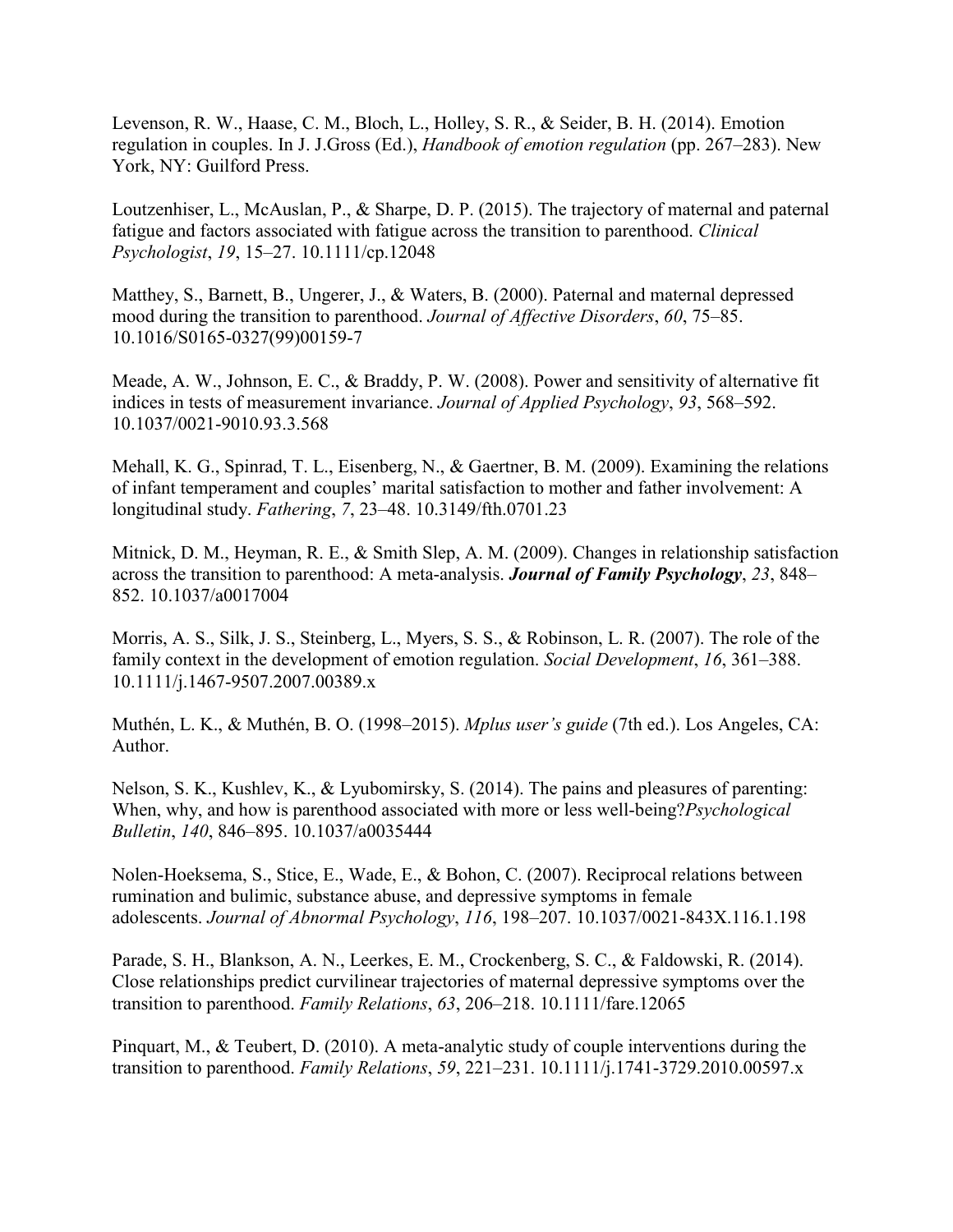Levenson, R. W., Haase, C. M., Bloch, L., Holley, S. R., & Seider, B. H. (2014). Emotion regulation in couples. In J. J.Gross (Ed.), *Handbook of emotion regulation* (pp. 267–283). New York, NY: Guilford Press.

Loutzenhiser, L., McAuslan, P., & Sharpe, D. P. (2015). The trajectory of maternal and paternal fatigue and factors associated with fatigue across the transition to parenthood. *Clinical Psychologist*, *19*, 15–27. 10.1111/cp.12048

Matthey, S., Barnett, B., Ungerer, J., & Waters, B. (2000). Paternal and maternal depressed mood during the transition to parenthood. *Journal of Affective Disorders*, *60*, 75–85. 10.1016/S0165-0327(99)00159-7

Meade, A. W., Johnson, E. C., & Braddy, P. W. (2008). Power and sensitivity of alternative fit indices in tests of measurement invariance. *Journal of Applied Psychology*, *93*, 568–592. 10.1037/0021-9010.93.3.568

Mehall, K. G., Spinrad, T. L., Eisenberg, N., & Gaertner, B. M. (2009). Examining the relations of infant temperament and couples' marital satisfaction to mother and father involvement: A longitudinal study. *Fathering*, *7*, 23–48. 10.3149/fth.0701.23

Mitnick, D. M., Heyman, R. E., & Smith Slep, A. M. (2009). Changes in relationship satisfaction across the transition to parenthood: A meta-analysis. ***Journal of Family Psychology***, *23*, 848–852. 10.1037/a0017004

Morris, A. S., Silk, J. S., Steinberg, L., Myers, S. S., & Robinson, L. R. (2007). The role of the family context in the development of emotion regulation. *Social Development*, *16*, 361–388. 10.1111/j.1467-9507.2007.00389.x

Muthén, L. K., & Muthén, B. O. (1998–2015). *Mplus user's guide* (7th ed.). Los Angeles, CA: Author.

Nelson, S. K., Kushlev, K., & Lyubomirsky, S. (2014). The pains and pleasures of parenting: When, why, and how is parenthood associated with more or less well-being?*Psychological Bulletin*, *140*, 846–895. 10.1037/a0035444

Nolen-Hoeksema, S., Stice, E., Wade, E., & Bohon, C. (2007). Reciprocal relations between rumination and bulimic, substance abuse, and depressive symptoms in female adolescents. *Journal of Abnormal Psychology*, *116*, 198–207. 10.1037/0021-843X.116.1.198

Parade, S. H., Blankson, A. N., Leerkes, E. M., Crockenberg, S. C., & Faldowski, R. (2014). Close relationships predict curvilinear trajectories of maternal depressive symptoms over the transition to parenthood. *Family Relations*, *63*, 206–218. 10.1111/fare.12065

Pinquart, M., & Teubert, D. (2010). A meta-analytic study of couple interventions during the transition to parenthood. *Family Relations*, *59*, 221–231. 10.1111/j.1741-3729.2010.00597.x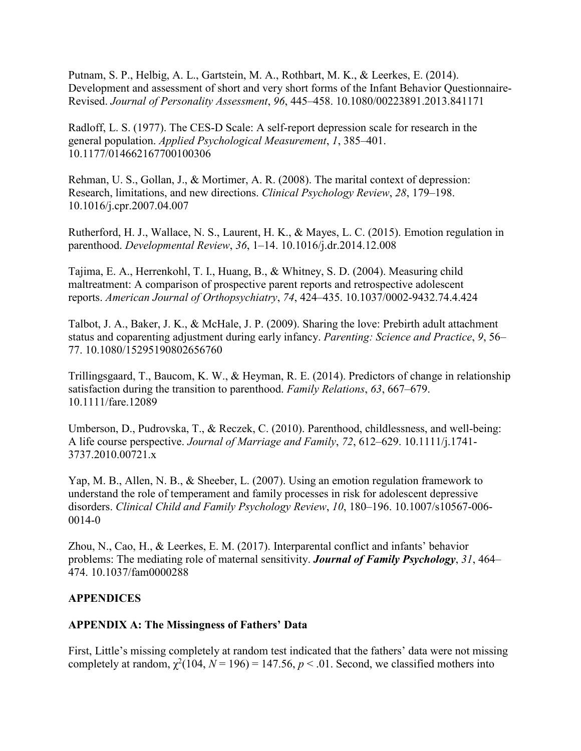Putnam, S. P., Helbig, A. L., Gartstein, M. A., Rothbart, M. K., & Leerkes, E. (2014). Development and assessment of short and very short forms of the Infant Behavior Questionnaire-Revised. *Journal of Personality Assessment*, *96*, 445–458. 10.1080/00223891.2013.841171

Radloff, L. S. (1977). The CES-D Scale: A self-report depression scale for research in the general population. *Applied Psychological Measurement*, *1*, 385–401. 10.1177/014662167700100306

Rehman, U. S., Gollan, J., & Mortimer, A. R. (2008). The marital context of depression: Research, limitations, and new directions. *Clinical Psychology Review*, *28*, 179–198. 10.1016/j.cpr.2007.04.007

Rutherford, H. J., Wallace, N. S., Laurent, H. K., & Mayes, L. C. (2015). Emotion regulation in parenthood. *Developmental Review*, *36*, 1–14. 10.1016/j.dr.2014.12.008

Tajima, E. A., Herrenkohl, T. I., Huang, B., & Whitney, S. D. (2004). Measuring child maltreatment: A comparison of prospective parent reports and retrospective adolescent reports. *American Journal of Orthopsychiatry*, *74*, 424–435. 10.1037/0002-9432.74.4.424

Talbot, J. A., Baker, J. K., & McHale, J. P. (2009). Sharing the love: Prebirth adult attachment status and coparenting adjustment during early infancy. *Parenting: Science and Practice*, *9*, 56–77. 10.1080/15295190802656760

Trillingsgaard, T., Baucom, K. W., & Heyman, R. E. (2014). Predictors of change in relationship satisfaction during the transition to parenthood. *Family Relations*, *63*, 667–679. 10.1111/fare.12089

Umberson, D., Pudrovska, T., & Reczek, C. (2010). Parenthood, childlessness, and well-being: A life course perspective. *Journal of Marriage and Family*, *72*, 612–629. 10.1111/j.1741-3737.2010.00721.x

Yap, M. B., Allen, N. B., & Sheeber, L. (2007). Using an emotion regulation framework to understand the role of temperament and family processes in risk for adolescent depressive disorders. *Clinical Child and Family Psychology Review*, *10*, 180–196. 10.1007/s10567-006-0014-0

Zhou, N., Cao, H., & Leerkes, E. M. (2017). Interparental conflict and infants' behavior problems: The mediating role of maternal sensitivity. ***Journal of Family Psychology***, *31*, 464–474. 10.1037/fam0000288

## APPENDICES

### APPENDIX A: The Missingness of Fathers' Data

First, Little's missing completely at random test indicated that the fathers' data were not missing completely at random, $\chi^2(104, N = 196) = 147.56$, $p < .01$. Second, we classified mothers into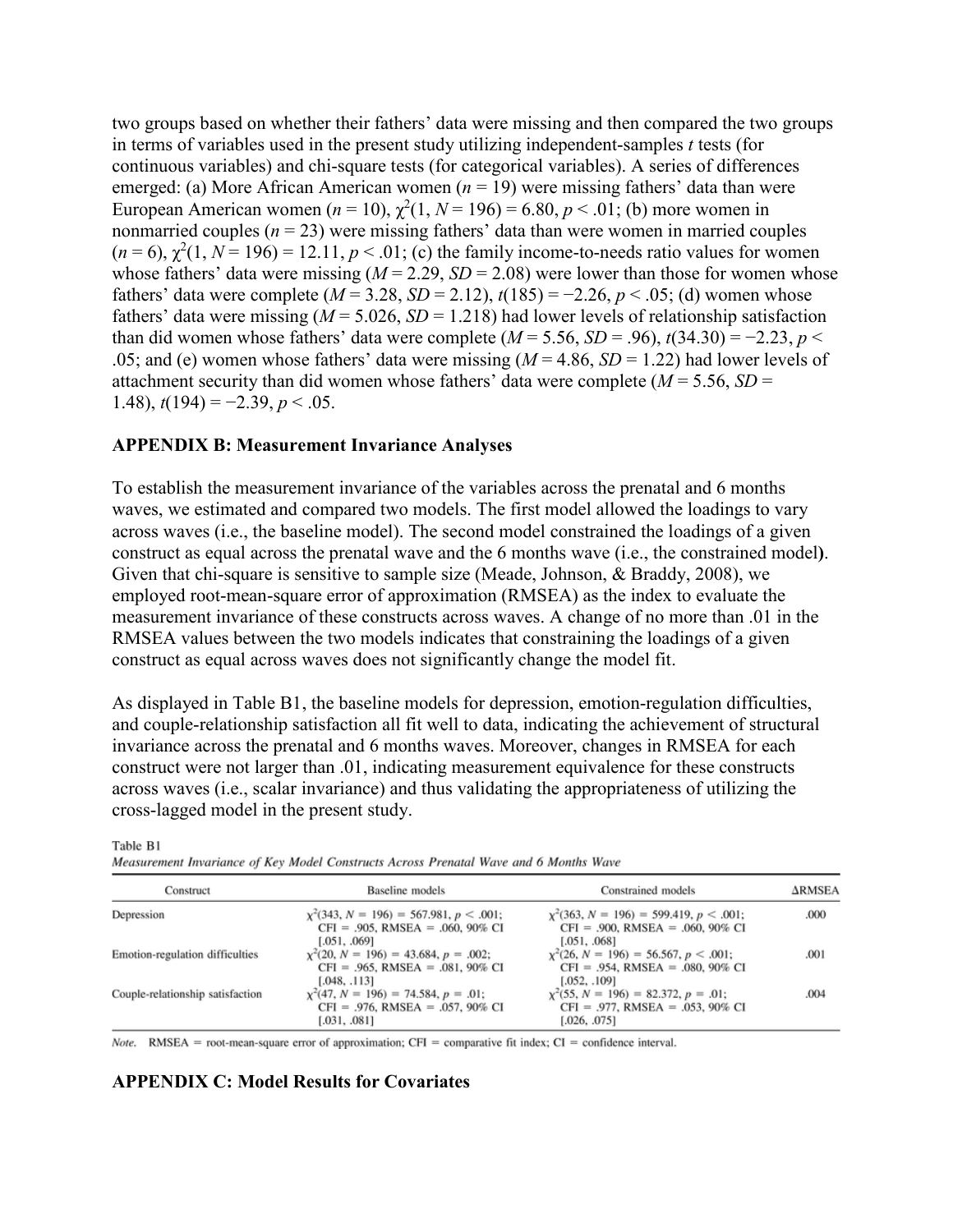two groups based on whether their fathers' data were missing and then compared the two groups in terms of variables used in the present study utilizing independent-samples *t* tests (for continuous variables) and chi-square tests (for categorical variables). A series of differences emerged: (a) More African American women ($n$ = 19) were missing fathers' data than were European American women ($n$ = 10), $\chi^2(1, N = 196) = 6.80, p < .01$; (b) more women in nonmarried couples ($n$ = 23) were missing fathers' data than were women in married couples ($n$ = 6), $\chi^2(1, N = 196) = 12.11, p < .01$; (c) the family income-to-needs ratio values for women whose fathers' data were missing ($M$ = 2.29, $SD$ = 2.08) were lower than those for women whose fathers' data were complete ($M$ = 3.28, $SD$ = 2.12), $t(185) = -2.26, p < .05$; (d) women whose fathers' data were missing ($M$ = 5.026, $SD$ = 1.218) had lower levels of relationship satisfaction than did women whose fathers' data were complete ($M$ = 5.56, $SD$ = .96), $t(34.30) = -2.23, p < .05$; and (e) women whose fathers' data were missing ($M$ = 4.86, $SD$ = 1.22) had lower levels of attachment security than did women whose fathers' data were complete ($M$ = 5.56, $SD$ = 1.48), $t(194) = -2.39, p < .05$.

**APPENDIX B: Measurement Invariance Analyses**

To establish the measurement invariance of the variables across the prenatal and 6 months waves, we estimated and compared two models. The first model allowed the loadings to vary across waves (i.e., the baseline model). The second model constrained the loadings of a given construct as equal across the prenatal wave and the 6 months wave (i.e., the constrained model**)**. Given that chi-square is sensitive to sample size (Meade, Johnson, & Braddy, 2008), we employed root-mean-square error of approximation (RMSEA) as the index to evaluate the measurement invariance of these constructs across waves. A change of no more than .01 in the RMSEA values between the two models indicates that constraining the loadings of a given construct as equal across waves does not significantly change the model fit.

As displayed in Table B1, the baseline models for depression, emotion-regulation difficulties, and couple-relationship satisfaction all fit well to data, indicating the achievement of structural invariance across the prenatal and 6 months waves. Moreover, changes in RMSEA for each construct were not larger than .01, indicating measurement equivalence for these constructs across waves (i.e., scalar invariance) and thus validating the appropriateness of utilizing the cross-lagged model in the present study.

Table B1

*Measurement Invariance of Key Model Constructs Across Prenatal Wave and 6 Months Wave*

| Construct | Baseline models | Constrained models | ΔRMSEA |
|---|---|---|---|
| Depression | $\chi^2(343, N = 196) = 567.981, p < .001$; CFI = .905, RMSEA = .060, 90% CI [.051, .069] | $\chi^2(363, N = 196) = 599.419, p < .001$; CFI = .900, RMSEA = .060, 90% CI [.051, .068] | .000 |
| Emotion-regulation difficulties | $\chi^2(20, N = 196) = 43.684, p = .002$; CFI = .965, RMSEA = .081, 90% CI [.048, .113] | $\chi^2(26, N = 196) = 56.567, p < .001$; CFI = .954, RMSEA = .080, 90% CI [.052, .109] | .001 |
| Couple-relationship satisfaction | $\chi^2(47, N = 196) = 74.584, p = .01$; CFI = .976, RMSEA = .057, 90% CI [.031, .081] | $\chi^2(55, N = 196) = 82.372, p = .01$; CFI = .977, RMSEA = .053, 90% CI [.026, .075] | .004 |

*Note.* RMSEA = root-mean-square error of approximation; CFI = comparative fit index; CI = confidence interval.

**APPENDIX C: Model Results for Covariates**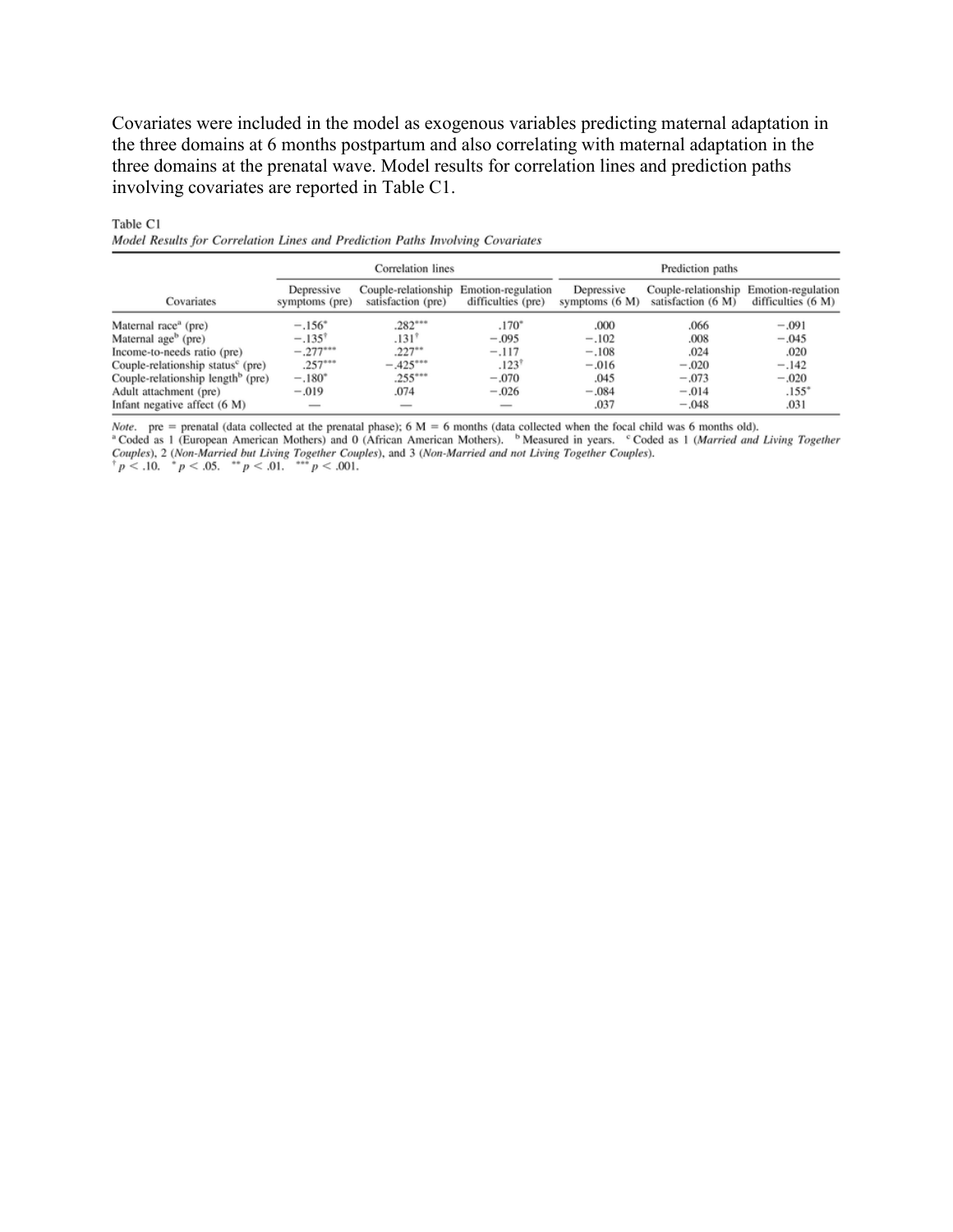Covariates were included in the model as exogenous variables predicting maternal adaptation in the three domains at 6 months postpartum and also correlating with maternal adaptation in the three domains at the prenatal wave. Model results for correlation lines and prediction paths involving covariates are reported in Table C1.

Table C1

*Model Results for Correlation Lines and Prediction Paths Involving Covariates*

| | Correlation lines | | | Prediction paths | | |
|---|---|---|---|---|---|---|
| Covariates | Depressive symptoms (pre) | Couple-relationship satisfaction (pre) | Emotion-regulation difficulties (pre) | Depressive symptoms (6 M) | Couple-relationship satisfaction (6 M) | Emotion-regulation difficulties (6 M) |
| Maternal race[a] (pre) | −.156* | .282*** | .170* | .000 | .066 | −.091 |
| Maternal age[b] (pre) | −.135† | .131† | −.095 | −.102 | .008 | −.045 |
| Income-to-needs ratio (pre) | −.277*** | .227** | −.117 | −.108 | .024 | .020 |
| Couple-relationship status[c] (pre) | .257*** | −.425*** | .123† | −.016 | −.020 | −.142 |
| Couple-relationship length[b] (pre) | −.180* | .255*** | −.070 | .045 | −.073 | −.020 |
| Adult attachment (pre) | −.019 | .074 | −.026 | −.084 | −.014 | .155* |
| Infant negative affect (6 M) | — | — | — | .037 | −.048 | .031 |

*Note.* pre = prenatal (data collected at the prenatal phase); 6 M = 6 months (data collected when the focal child was 6 months old).
[a] Coded as 1 (European American Mothers) and 0 (African American Mothers). [b] Measured in years. [c] Coded as 1 (*Married and Living Together Couples*), 2 (*Non-Married but Living Together Couples*), and 3 (*Non-Married and not Living Together Couples*).
† $p < .10$. * $p < .05$. ** $p < .01$. *** $p < .001$.